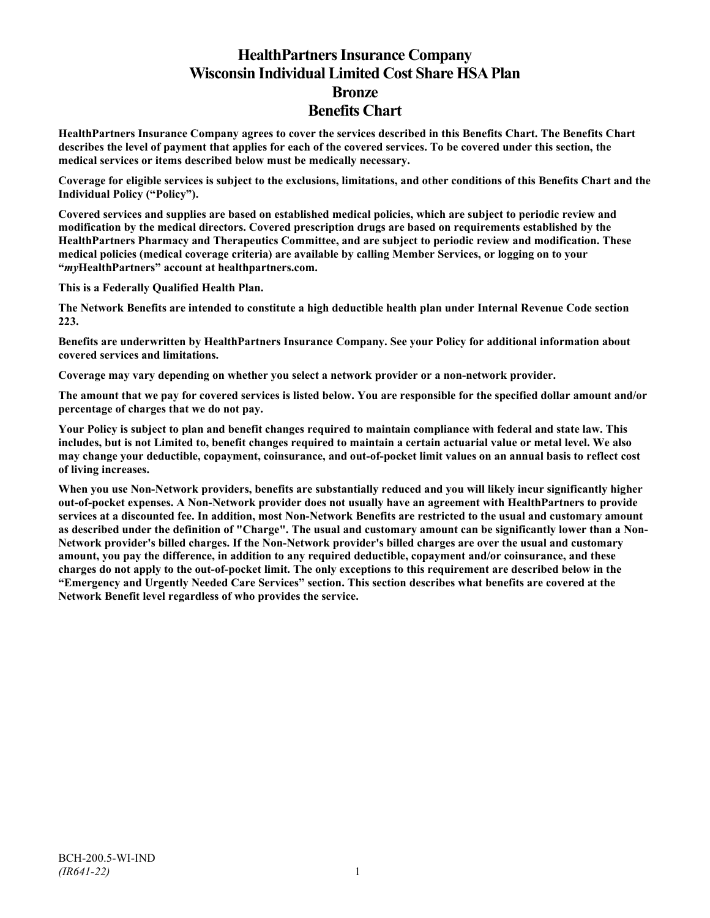# HealthPartners Insurance Company
# Wisconsin Individual Limited Cost Share HSA Plan
# Bronze
# Benefits Chart

**HealthPartners Insurance Company agrees to cover the services described in this Benefits Chart. The Benefits Chart describes the level of payment that applies for each of the covered services. To be covered under this section, the medical services or items described below must be medically necessary.**

**Coverage for eligible services is subject to the exclusions, limitations, and other conditions of this Benefits Chart and the Individual Policy ("Policy").**

**Covered services and supplies are based on established medical policies, which are subject to periodic review and modification by the medical directors. Covered prescription drugs are based on requirements established by the HealthPartners Pharmacy and Therapeutics Committee, and are subject to periodic review and modification. These medical policies (medical coverage criteria) are available by calling Member Services, or logging on to your "*my*HealthPartners" account at healthpartners.com.**

**This is a Federally Qualified Health Plan.**

**The Network Benefits are intended to constitute a high deductible health plan under Internal Revenue Code section 223.**

**Benefits are underwritten by HealthPartners Insurance Company. See your Policy for additional information about covered services and limitations.**

**Coverage may vary depending on whether you select a network provider or a non-network provider.**

**The amount that we pay for covered services is listed below. You are responsible for the specified dollar amount and/or percentage of charges that we do not pay.**

**Your Policy is subject to plan and benefit changes required to maintain compliance with federal and state law. This includes, but is not Limited to, benefit changes required to maintain a certain actuarial value or metal level. We also may change your deductible, copayment, coinsurance, and out-of-pocket limit values on an annual basis to reflect cost of living increases.**

**When you use Non-Network providers, benefits are substantially reduced and you will likely incur significantly higher out-of-pocket expenses. A Non-Network provider does not usually have an agreement with HealthPartners to provide services at a discounted fee. In addition, most Non-Network Benefits are restricted to the usual and customary amount as described under the definition of "Charge". The usual and customary amount can be significantly lower than a Non-Network provider's billed charges. If the Non-Network provider's billed charges are over the usual and customary amount, you pay the difference, in addition to any required deductible, copayment and/or coinsurance, and these charges do not apply to the out-of-pocket limit. The only exceptions to this requirement are described below in the "Emergency and Urgently Needed Care Services" section. This section describes what benefits are covered at the Network Benefit level regardless of who provides the service.**

BCH-200.5-WI-IND
*(IR641-22)*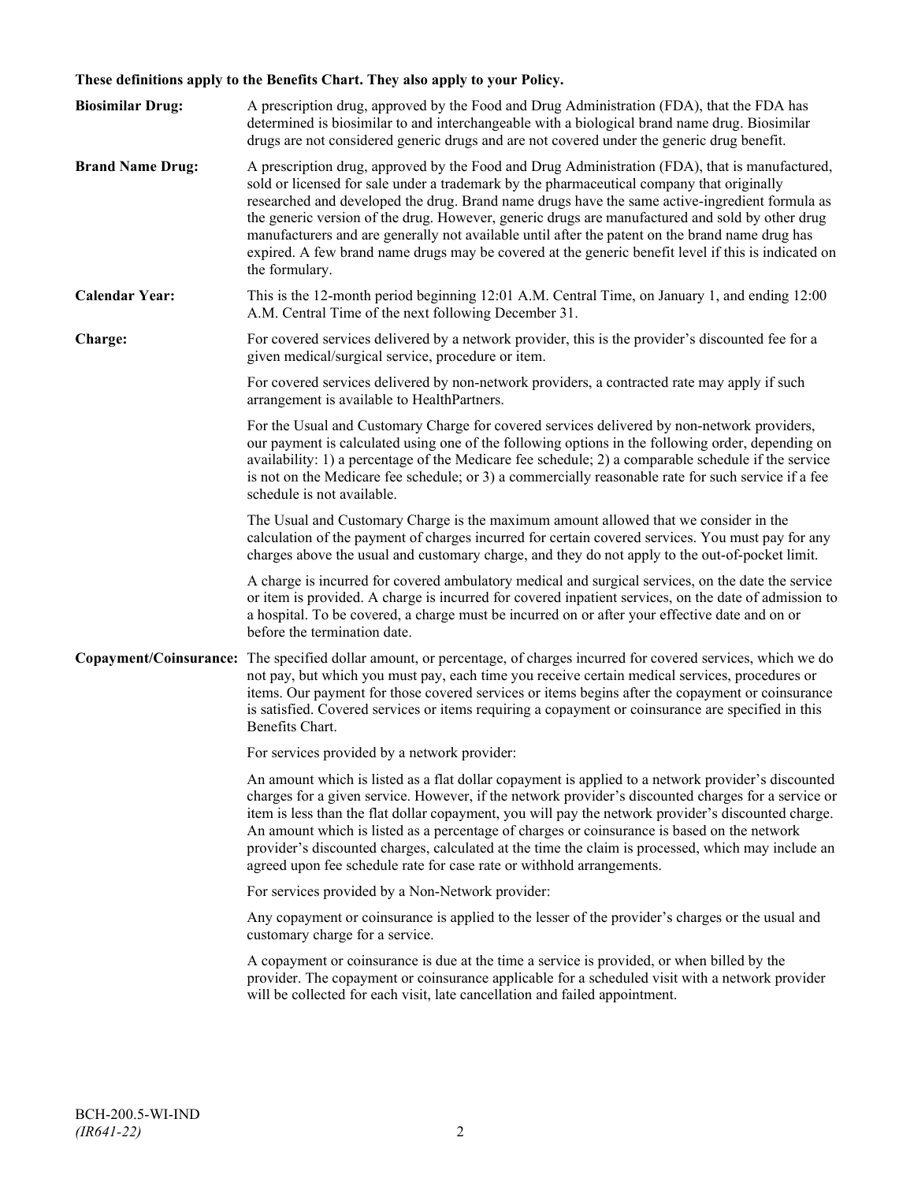**These definitions apply to the Benefits Chart. They also apply to your Policy.**

**Biosimilar Drug:** A prescription drug, approved by the Food and Drug Administration (FDA), that the FDA has determined is biosimilar to and interchangeable with a biological brand name drug. Biosimilar drugs are not considered generic drugs and are not covered under the generic drug benefit.

**Brand Name Drug:** A prescription drug, approved by the Food and Drug Administration (FDA), that is manufactured, sold or licensed for sale under a trademark by the pharmaceutical company that originally researched and developed the drug. Brand name drugs have the same active-ingredient formula as the generic version of the drug. However, generic drugs are manufactured and sold by other drug manufacturers and are generally not available until after the patent on the brand name drug has expired. A few brand name drugs may be covered at the generic benefit level if this is indicated on the formulary.

**Calendar Year:** This is the 12-month period beginning 12:01 A.M. Central Time, on January 1, and ending 12:00 A.M. Central Time of the next following December 31.

**Charge:** For covered services delivered by a network provider, this is the provider's discounted fee for a given medical/surgical service, procedure or item.

For covered services delivered by non-network providers, a contracted rate may apply if such arrangement is available to HealthPartners.

For the Usual and Customary Charge for covered services delivered by non-network providers, our payment is calculated using one of the following options in the following order, depending on availability: 1) a percentage of the Medicare fee schedule; 2) a comparable schedule if the service is not on the Medicare fee schedule; or 3) a commercially reasonable rate for such service if a fee schedule is not available.

The Usual and Customary Charge is the maximum amount allowed that we consider in the calculation of the payment of charges incurred for certain covered services. You must pay for any charges above the usual and customary charge, and they do not apply to the out-of-pocket limit.

A charge is incurred for covered ambulatory medical and surgical services, on the date the service or item is provided. A charge is incurred for covered inpatient services, on the date of admission to a hospital. To be covered, a charge must be incurred on or after your effective date and on or before the termination date.

**Copayment/Coinsurance:** The specified dollar amount, or percentage, of charges incurred for covered services, which we do not pay, but which you must pay, each time you receive certain medical services, procedures or items. Our payment for those covered services or items begins after the copayment or coinsurance is satisfied. Covered services or items requiring a copayment or coinsurance are specified in this Benefits Chart.

For services provided by a network provider:

An amount which is listed as a flat dollar copayment is applied to a network provider's discounted charges for a given service. However, if the network provider's discounted charges for a service or item is less than the flat dollar copayment, you will pay the network provider's discounted charge. An amount which is listed as a percentage of charges or coinsurance is based on the network provider's discounted charges, calculated at the time the claim is processed, which may include an agreed upon fee schedule rate for case rate or withhold arrangements.

For services provided by a Non-Network provider:

Any copayment or coinsurance is applied to the lesser of the provider's charges or the usual and customary charge for a service.

A copayment or coinsurance is due at the time a service is provided, or when billed by the provider. The copayment or coinsurance applicable for a scheduled visit with a network provider will be collected for each visit, late cancellation and failed appointment.

BCH-200.5-WI-IND
*(IR641-22)*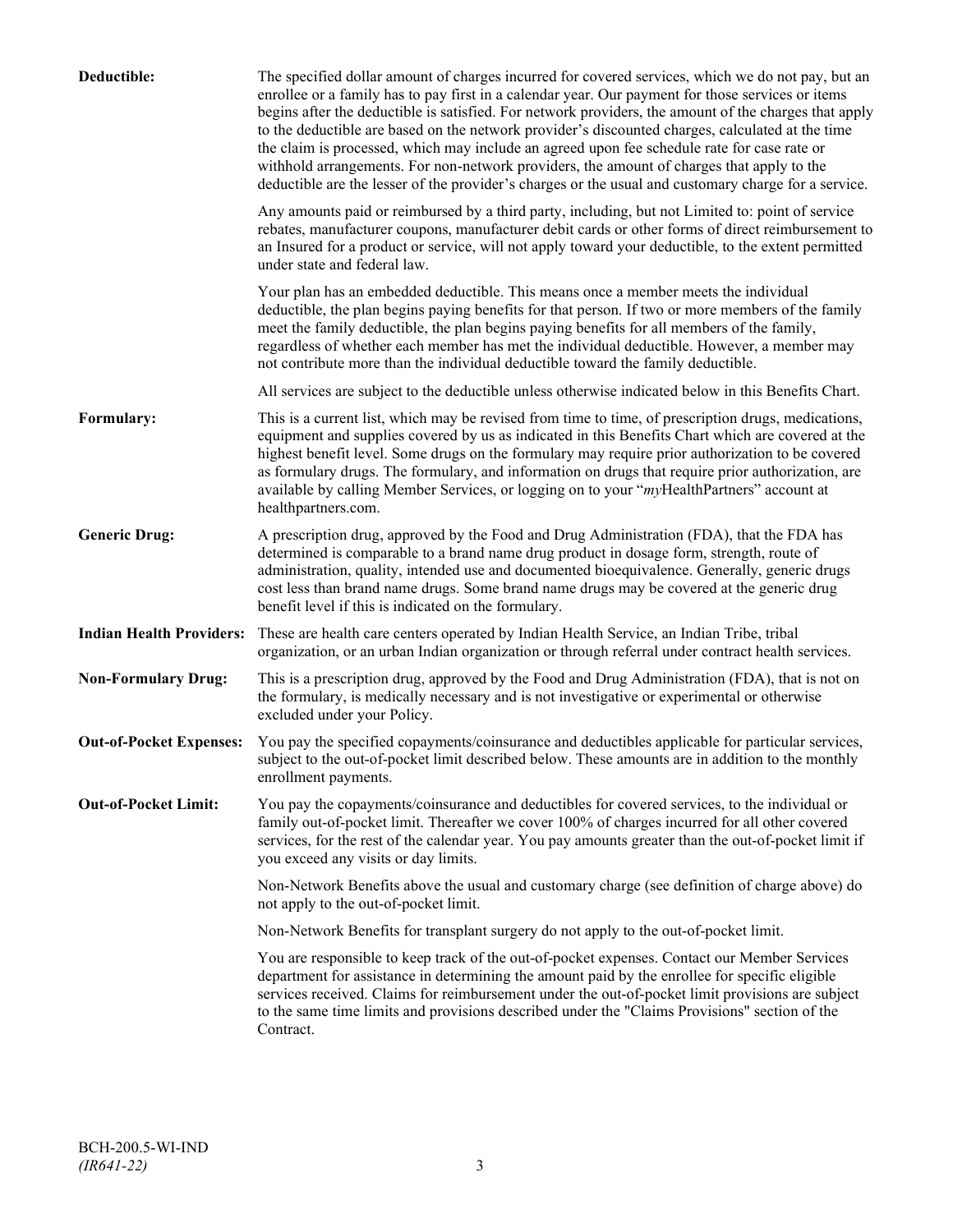**Deductible:** The specified dollar amount of charges incurred for covered services, which we do not pay, but an enrollee or a family has to pay first in a calendar year. Our payment for those services or items begins after the deductible is satisfied. For network providers, the amount of the charges that apply to the deductible are based on the network provider's discounted charges, calculated at the time the claim is processed, which may include an agreed upon fee schedule rate for case rate or withhold arrangements. For non-network providers, the amount of charges that apply to the deductible are the lesser of the provider's charges or the usual and customary charge for a service.

Any amounts paid or reimbursed by a third party, including, but not Limited to: point of service rebates, manufacturer coupons, manufacturer debit cards or other forms of direct reimbursement to an Insured for a product or service, will not apply toward your deductible, to the extent permitted under state and federal law.

Your plan has an embedded deductible. This means once a member meets the individual deductible, the plan begins paying benefits for that person. If two or more members of the family meet the family deductible, the plan begins paying benefits for all members of the family, regardless of whether each member has met the individual deductible. However, a member may not contribute more than the individual deductible toward the family deductible.

All services are subject to the deductible unless otherwise indicated below in this Benefits Chart.

**Formulary:** This is a current list, which may be revised from time to time, of prescription drugs, medications, equipment and supplies covered by us as indicated in this Benefits Chart which are covered at the highest benefit level. Some drugs on the formulary may require prior authorization to be covered as formulary drugs. The formulary, and information on drugs that require prior authorization, are available by calling Member Services, or logging on to your "*my*HealthPartners" account at healthpartners.com.

**Generic Drug:** A prescription drug, approved by the Food and Drug Administration (FDA), that the FDA has determined is comparable to a brand name drug product in dosage form, strength, route of administration, quality, intended use and documented bioequivalence. Generally, generic drugs cost less than brand name drugs. Some brand name drugs may be covered at the generic drug benefit level if this is indicated on the formulary.

**Indian Health Providers:** These are health care centers operated by Indian Health Service, an Indian Tribe, tribal organization, or an urban Indian organization or through referral under contract health services.

**Non-Formulary Drug:** This is a prescription drug, approved by the Food and Drug Administration (FDA), that is not on the formulary, is medically necessary and is not investigative or experimental or otherwise excluded under your Policy.

**Out-of-Pocket Expenses:** You pay the specified copayments/coinsurance and deductibles applicable for particular services, subject to the out-of-pocket limit described below. These amounts are in addition to the monthly enrollment payments.

**Out-of-Pocket Limit:** You pay the copayments/coinsurance and deductibles for covered services, to the individual or family out-of-pocket limit. Thereafter we cover 100% of charges incurred for all other covered services, for the rest of the calendar year. You pay amounts greater than the out-of-pocket limit if you exceed any visits or day limits.

Non-Network Benefits above the usual and customary charge (see definition of charge above) do not apply to the out-of-pocket limit.

Non-Network Benefits for transplant surgery do not apply to the out-of-pocket limit.

You are responsible to keep track of the out-of-pocket expenses. Contact our Member Services department for assistance in determining the amount paid by the enrollee for specific eligible services received. Claims for reimbursement under the out-of-pocket limit provisions are subject to the same time limits and provisions described under the "Claims Provisions" section of the Contract.

BCH-200.5-WI-IND
*(IR641-22)*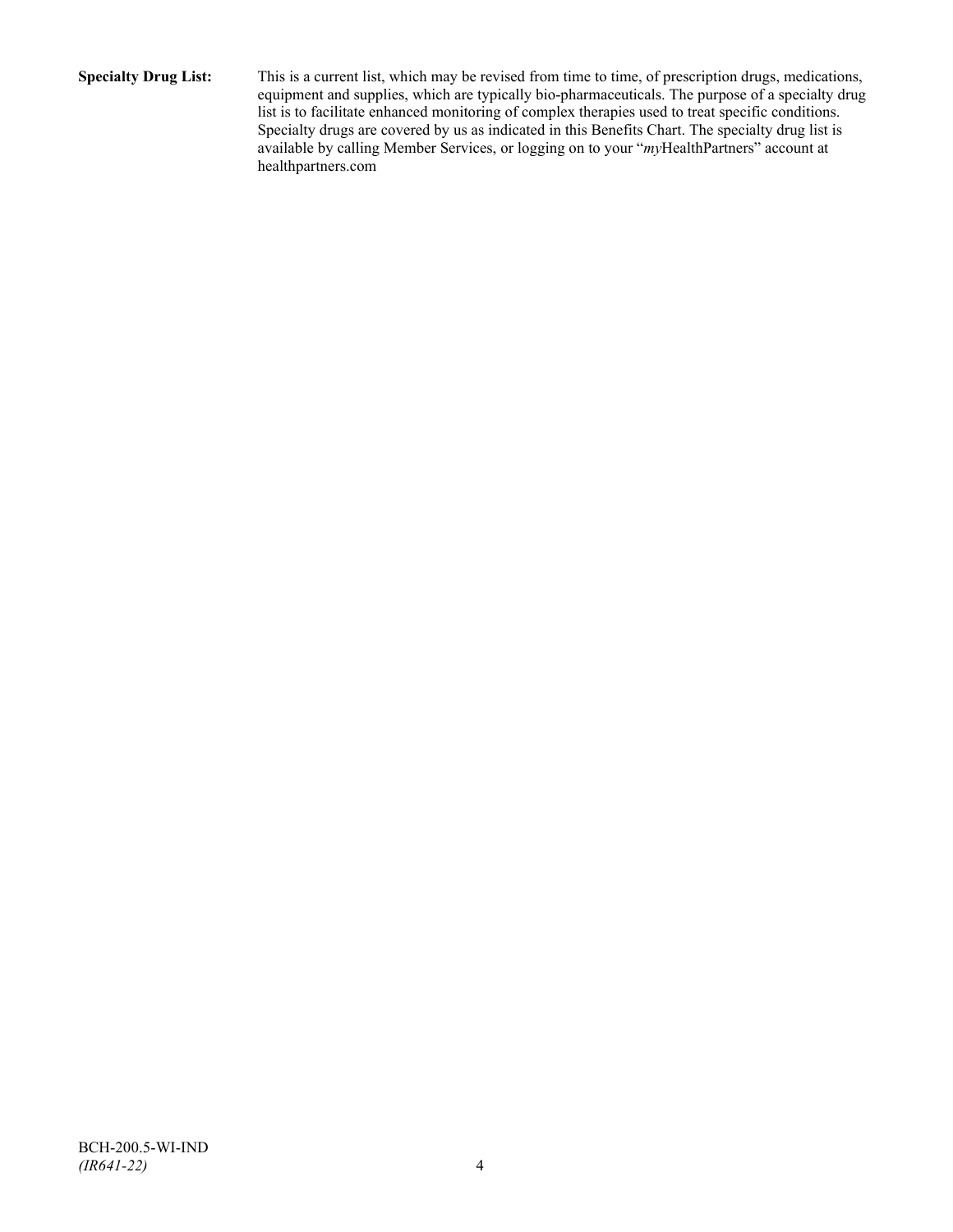**Specialty Drug List:** This is a current list, which may be revised from time to time, of prescription drugs, medications, equipment and supplies, which are typically bio-pharmaceuticals. The purpose of a specialty drug list is to facilitate enhanced monitoring of complex therapies used to treat specific conditions. Specialty drugs are covered by us as indicated in this Benefits Chart. The specialty drug list is available by calling Member Services, or logging on to your "*my*HealthPartners" account at healthpartners.com

BCH-200.5-WI-IND
*(IR641-22)*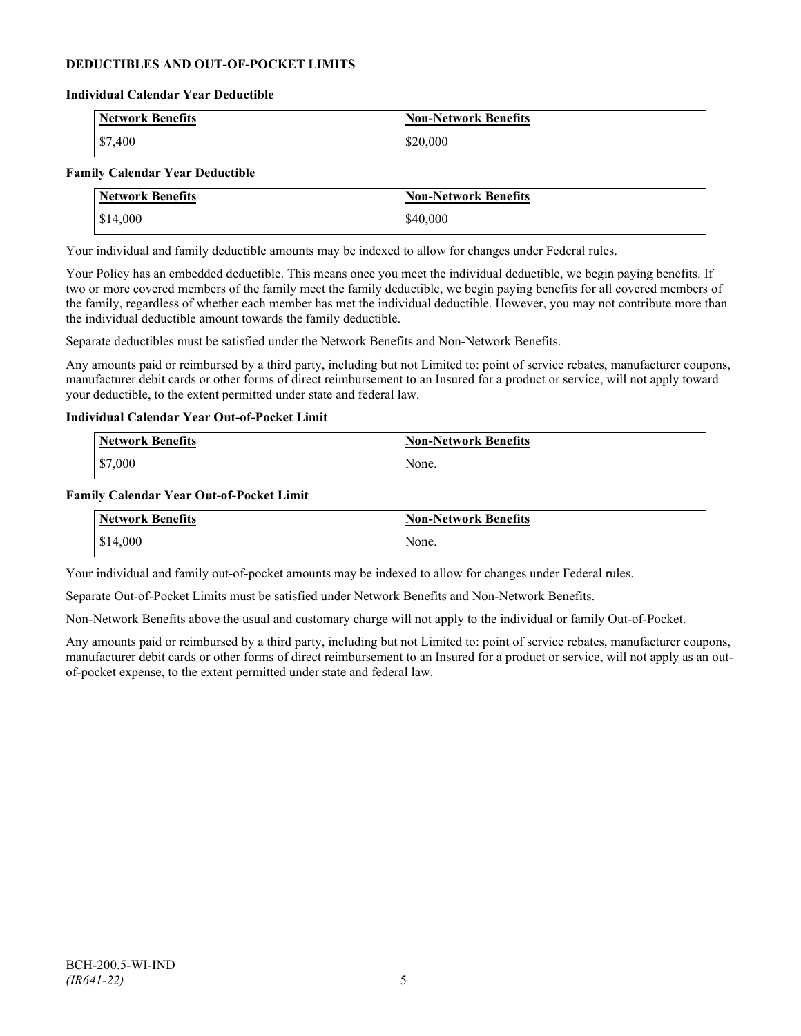## DEDUCTIBLES AND OUT-OF-POCKET LIMITS

### Individual Calendar Year Deductible

| Network Benefits | Non-Network Benefits |
|---|---|
| $7,400 | $20,000 |

### Family Calendar Year Deductible

| Network Benefits | Non-Network Benefits |
|---|---|
| $14,000 | $40,000 |

Your individual and family deductible amounts may be indexed to allow for changes under Federal rules.

Your Policy has an embedded deductible. This means once you meet the individual deductible, we begin paying benefits. If two or more covered members of the family meet the family deductible, we begin paying benefits for all covered members of the family, regardless of whether each member has met the individual deductible. However, you may not contribute more than the individual deductible amount towards the family deductible.

Separate deductibles must be satisfied under the Network Benefits and Non-Network Benefits.

Any amounts paid or reimbursed by a third party, including but not Limited to: point of service rebates, manufacturer coupons, manufacturer debit cards or other forms of direct reimbursement to an Insured for a product or service, will not apply toward your deductible, to the extent permitted under state and federal law.

### Individual Calendar Year Out-of-Pocket Limit

| Network Benefits | Non-Network Benefits |
|---|---|
| $7,000 | None. |

### Family Calendar Year Out-of-Pocket Limit

| Network Benefits | Non-Network Benefits |
|---|---|
| $14,000 | None. |

Your individual and family out-of-pocket amounts may be indexed to allow for changes under Federal rules.

Separate Out-of-Pocket Limits must be satisfied under Network Benefits and Non-Network Benefits.

Non-Network Benefits above the usual and customary charge will not apply to the individual or family Out-of-Pocket.

Any amounts paid or reimbursed by a third party, including but not Limited to: point of service rebates, manufacturer coupons, manufacturer debit cards or other forms of direct reimbursement to an Insured for a product or service, will not apply as an out-of-pocket expense, to the extent permitted under state and federal law.

BCH-200.5-WI-IND
*(IR641-22)*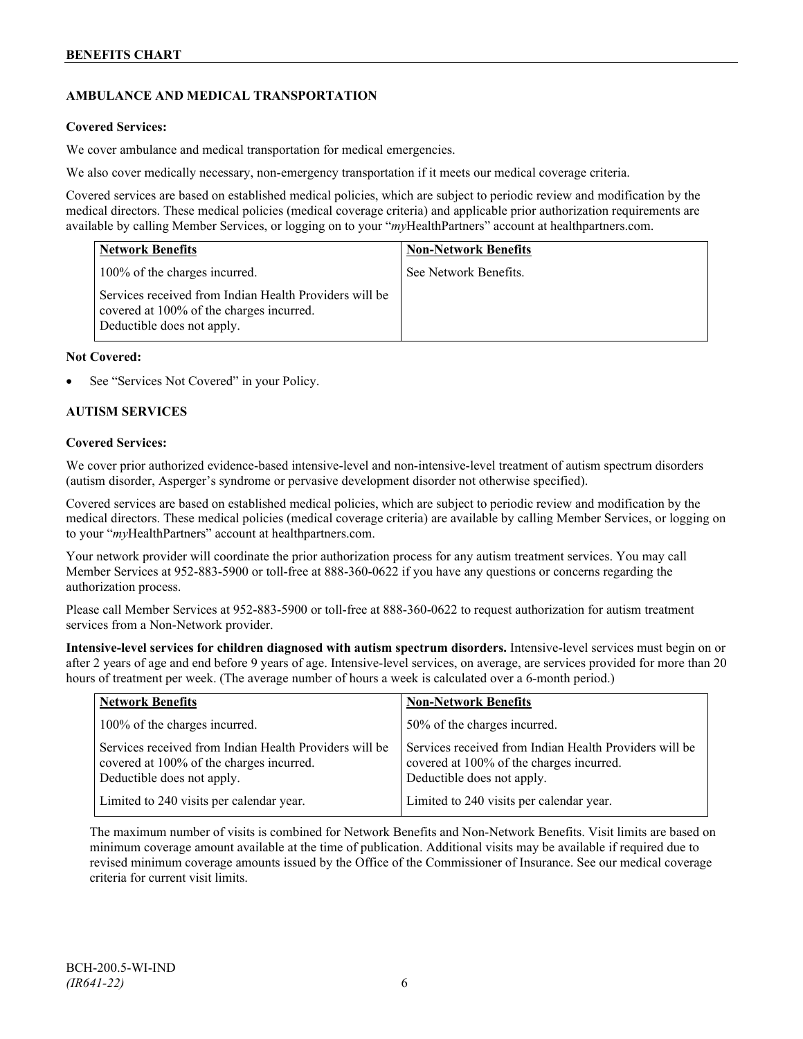## AMBULANCE AND MEDICAL TRANSPORTATION

**Covered Services:**

We cover ambulance and medical transportation for medical emergencies.

We also cover medically necessary, non-emergency transportation if it meets our medical coverage criteria.

Covered services are based on established medical policies, which are subject to periodic review and modification by the medical directors. These medical policies (medical coverage criteria) and applicable prior authorization requirements are available by calling Member Services, or logging on to your "*my*HealthPartners" account at healthpartners.com.

| Network Benefits | Non-Network Benefits |
|---|---|
| 100% of the charges incurred. | See Network Benefits. |
| Services received from Indian Health Providers will be covered at 100% of the charges incurred. Deductible does not apply. | |

**Not Covered:**

- See "Services Not Covered" in your Policy.

## AUTISM SERVICES

**Covered Services:**

We cover prior authorized evidence-based intensive-level and non-intensive-level treatment of autism spectrum disorders (autism disorder, Asperger's syndrome or pervasive development disorder not otherwise specified).

Covered services are based on established medical policies, which are subject to periodic review and modification by the medical directors. These medical policies (medical coverage criteria) are available by calling Member Services, or logging on to your "*my*HealthPartners" account at healthpartners.com.

Your network provider will coordinate the prior authorization process for any autism treatment services. You may call Member Services at 952-883-5900 or toll-free at 888-360-0622 if you have any questions or concerns regarding the authorization process.

Please call Member Services at 952-883-5900 or toll-free at 888-360-0622 to request authorization for autism treatment services from a Non-Network provider.

**Intensive-level services for children diagnosed with autism spectrum disorders.** Intensive-level services must begin on or after 2 years of age and end before 9 years of age. Intensive-level services, on average, are services provided for more than 20 hours of treatment per week. (The average number of hours a week is calculated over a 6-month period.)

| Network Benefits | Non-Network Benefits |
|---|---|
| 100% of the charges incurred. | 50% of the charges incurred. |
| Services received from Indian Health Providers will be covered at 100% of the charges incurred. Deductible does not apply. | Services received from Indian Health Providers will be covered at 100% of the charges incurred. Deductible does not apply. |
| Limited to 240 visits per calendar year. | Limited to 240 visits per calendar year. |

The maximum number of visits is combined for Network Benefits and Non-Network Benefits. Visit limits are based on minimum coverage amount available at the time of publication. Additional visits may be available if required due to revised minimum coverage amounts issued by the Office of the Commissioner of Insurance. See our medical coverage criteria for current visit limits.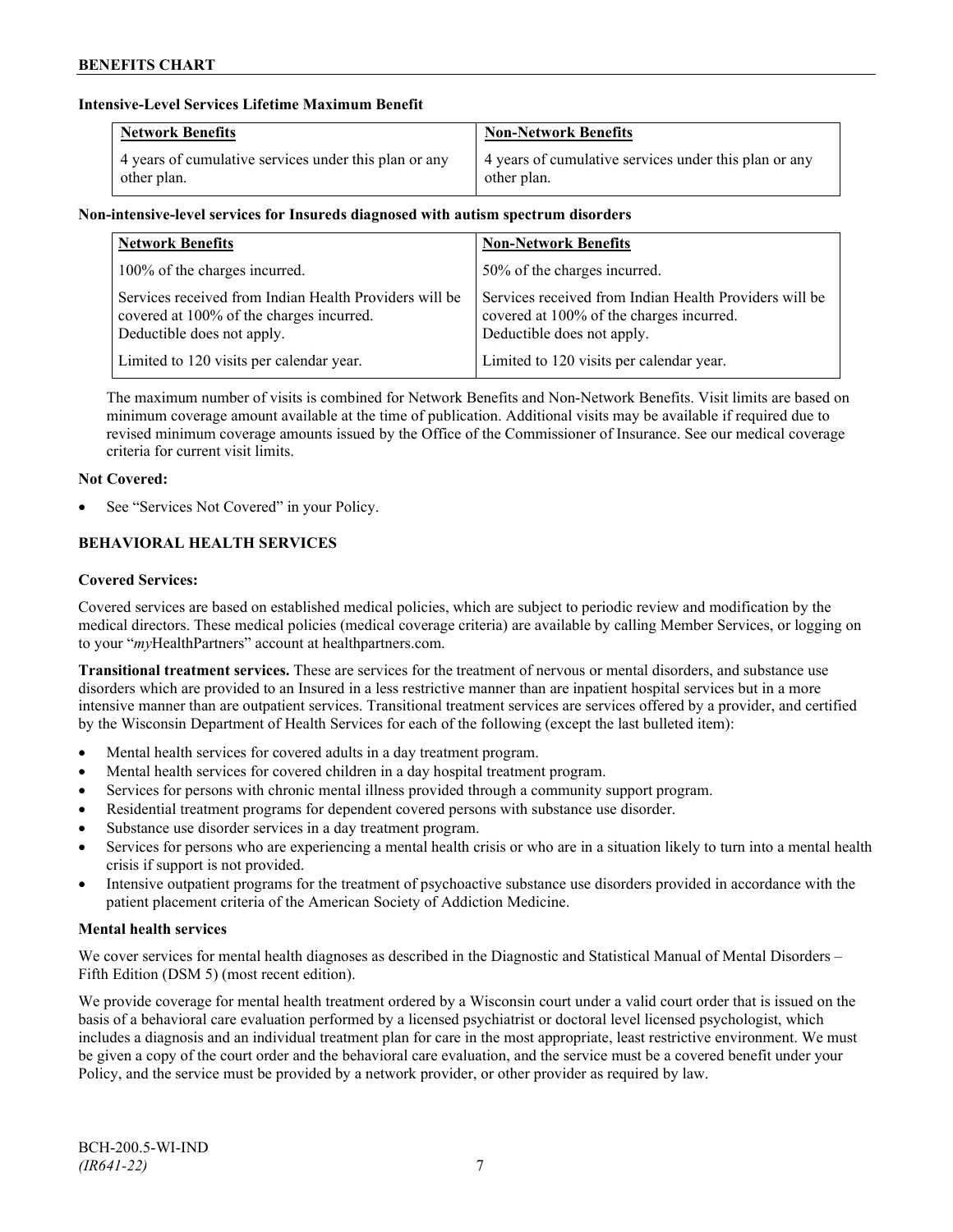**Intensive-Level Services Lifetime Maximum Benefit**

| Network Benefits | Non-Network Benefits |
| --- | --- |
| 4 years of cumulative services under this plan or any other plan. | 4 years of cumulative services under this plan or any other plan. |

**Non-intensive-level services for Insureds diagnosed with autism spectrum disorders**

| Network Benefits | Non-Network Benefits |
| --- | --- |
| 100% of the charges incurred. | 50% of the charges incurred. |
| Services received from Indian Health Providers will be covered at 100% of the charges incurred. Deductible does not apply. | Services received from Indian Health Providers will be covered at 100% of the charges incurred. Deductible does not apply. |
| Limited to 120 visits per calendar year. | Limited to 120 visits per calendar year. |

The maximum number of visits is combined for Network Benefits and Non-Network Benefits. Visit limits are based on minimum coverage amount available at the time of publication. Additional visits may be available if required due to revised minimum coverage amounts issued by the Office of the Commissioner of Insurance. See our medical coverage criteria for current visit limits.

**Not Covered:**

- See "Services Not Covered" in your Policy.

## BEHAVIORAL HEALTH SERVICES

**Covered Services:**

Covered services are based on established medical policies, which are subject to periodic review and modification by the medical directors. These medical policies (medical coverage criteria) are available by calling Member Services, or logging on to your "*my*HealthPartners" account at healthpartners.com.

**Transitional treatment services.** These are services for the treatment of nervous or mental disorders, and substance use disorders which are provided to an Insured in a less restrictive manner than are inpatient hospital services but in a more intensive manner than are outpatient services. Transitional treatment services are services offered by a provider, and certified by the Wisconsin Department of Health Services for each of the following (except the last bulleted item):

- Mental health services for covered adults in a day treatment program.
- Mental health services for covered children in a day hospital treatment program.
- Services for persons with chronic mental illness provided through a community support program.
- Residential treatment programs for dependent covered persons with substance use disorder.
- Substance use disorder services in a day treatment program.
- Services for persons who are experiencing a mental health crisis or who are in a situation likely to turn into a mental health crisis if support is not provided.
- Intensive outpatient programs for the treatment of psychoactive substance use disorders provided in accordance with the patient placement criteria of the American Society of Addiction Medicine.

**Mental health services**

We cover services for mental health diagnoses as described in the Diagnostic and Statistical Manual of Mental Disorders – Fifth Edition (DSM 5) (most recent edition).

We provide coverage for mental health treatment ordered by a Wisconsin court under a valid court order that is issued on the basis of a behavioral care evaluation performed by a licensed psychiatrist or doctoral level licensed psychologist, which includes a diagnosis and an individual treatment plan for care in the most appropriate, least restrictive environment. We must be given a copy of the court order and the behavioral care evaluation, and the service must be a covered benefit under your Policy, and the service must be provided by a network provider, or other provider as required by law.

BCH-200.5-WI-IND
*(IR641-22)*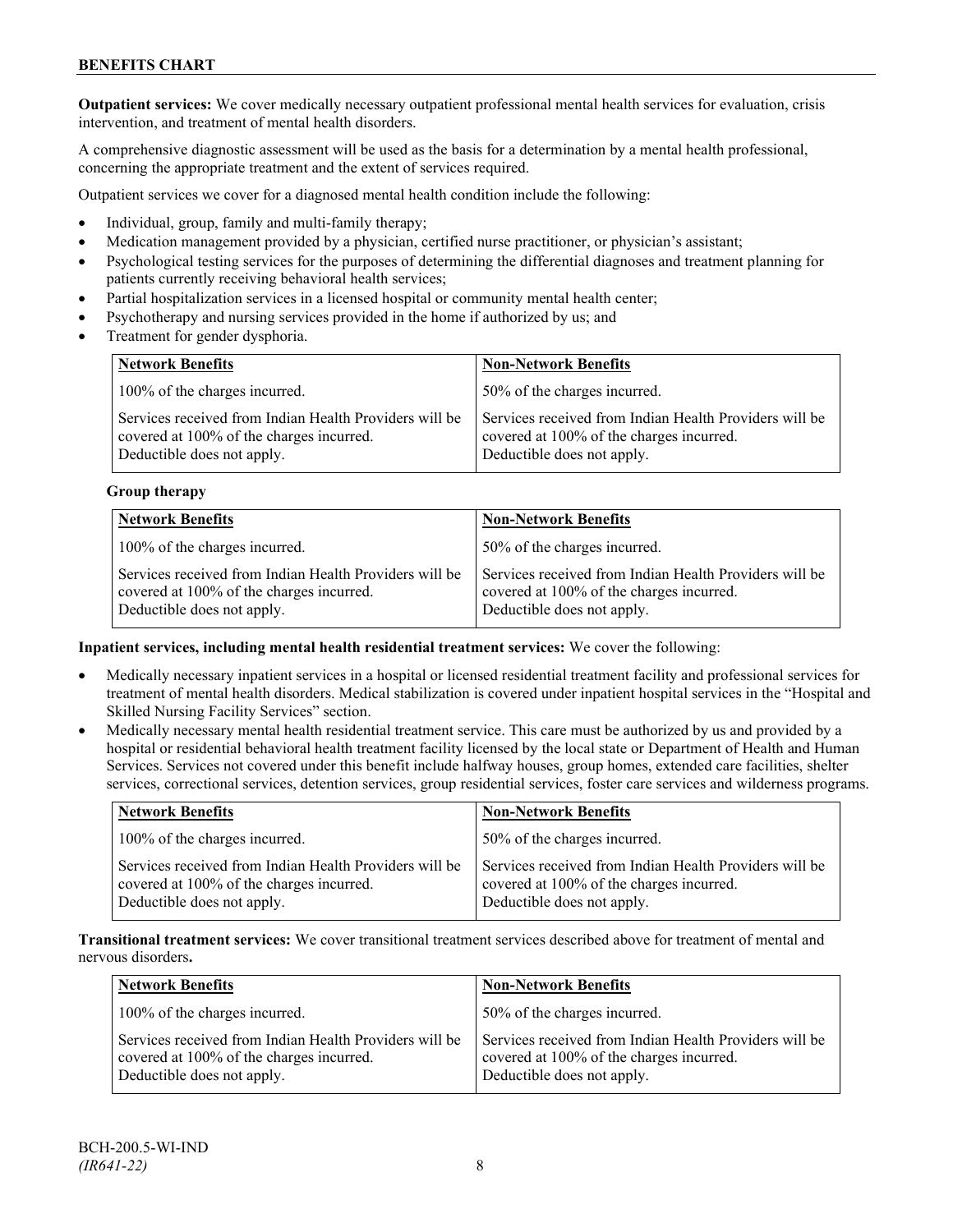**Outpatient services:** We cover medically necessary outpatient professional mental health services for evaluation, crisis intervention, and treatment of mental health disorders.

A comprehensive diagnostic assessment will be used as the basis for a determination by a mental health professional, concerning the appropriate treatment and the extent of services required.

Outpatient services we cover for a diagnosed mental health condition include the following:

- Individual, group, family and multi-family therapy;
- Medication management provided by a physician, certified nurse practitioner, or physician's assistant;
- Psychological testing services for the purposes of determining the differential diagnoses and treatment planning for patients currently receiving behavioral health services;
- Partial hospitalization services in a licensed hospital or community mental health center;
- Psychotherapy and nursing services provided in the home if authorized by us; and
- Treatment for gender dysphoria.

| Network Benefits | Non-Network Benefits |
|---|---|
| 100% of the charges incurred. | 50% of the charges incurred. |
| Services received from Indian Health Providers will be covered at 100% of the charges incurred. Deductible does not apply. | Services received from Indian Health Providers will be covered at 100% of the charges incurred. Deductible does not apply. |

**Group therapy**

| Network Benefits | Non-Network Benefits |
|---|---|
| 100% of the charges incurred. | 50% of the charges incurred. |
| Services received from Indian Health Providers will be covered at 100% of the charges incurred. Deductible does not apply. | Services received from Indian Health Providers will be covered at 100% of the charges incurred. Deductible does not apply. |

**Inpatient services, including mental health residential treatment services:** We cover the following:

- Medically necessary inpatient services in a hospital or licensed residential treatment facility and professional services for treatment of mental health disorders. Medical stabilization is covered under inpatient hospital services in the "Hospital and Skilled Nursing Facility Services" section.
- Medically necessary mental health residential treatment service. This care must be authorized by us and provided by a hospital or residential behavioral health treatment facility licensed by the local state or Department of Health and Human Services. Services not covered under this benefit include halfway houses, group homes, extended care facilities, shelter services, correctional services, detention services, group residential services, foster care services and wilderness programs.

| Network Benefits | Non-Network Benefits |
|---|---|
| 100% of the charges incurred. | 50% of the charges incurred. |
| Services received from Indian Health Providers will be covered at 100% of the charges incurred. Deductible does not apply. | Services received from Indian Health Providers will be covered at 100% of the charges incurred. Deductible does not apply. |

**Transitional treatment services:** We cover transitional treatment services described above for treatment of mental and nervous disorders**.**

| Network Benefits | Non-Network Benefits |
|---|---|
| 100% of the charges incurred. | 50% of the charges incurred. |
| Services received from Indian Health Providers will be covered at 100% of the charges incurred. Deductible does not apply. | Services received from Indian Health Providers will be covered at 100% of the charges incurred. Deductible does not apply. |

BCH-200.5-WI-IND
*(IR641-22)*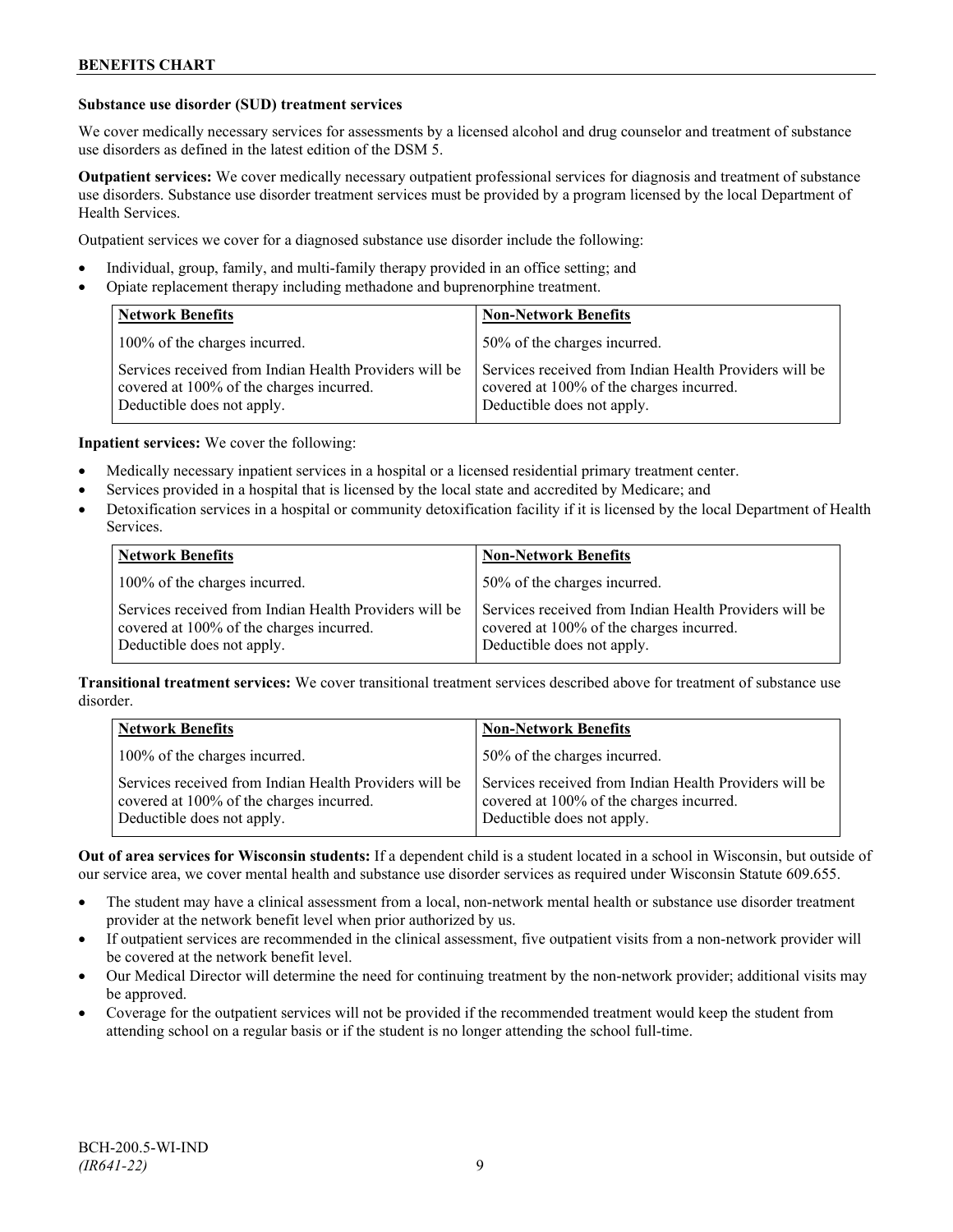### Substance use disorder (SUD) treatment services

We cover medically necessary services for assessments by a licensed alcohol and drug counselor and treatment of substance use disorders as defined in the latest edition of the DSM 5.

**Outpatient services:** We cover medically necessary outpatient professional services for diagnosis and treatment of substance use disorders. Substance use disorder treatment services must be provided by a program licensed by the local Department of Health Services.

Outpatient services we cover for a diagnosed substance use disorder include the following:

- Individual, group, family, and multi-family therapy provided in an office setting; and
- Opiate replacement therapy including methadone and buprenorphine treatment.

| Network Benefits | Non-Network Benefits |
|---|---|
| 100% of the charges incurred. | 50% of the charges incurred. |
| Services received from Indian Health Providers will be covered at 100% of the charges incurred. Deductible does not apply. | Services received from Indian Health Providers will be covered at 100% of the charges incurred. Deductible does not apply. |

**Inpatient services:** We cover the following:

- Medically necessary inpatient services in a hospital or a licensed residential primary treatment center.
- Services provided in a hospital that is licensed by the local state and accredited by Medicare; and
- Detoxification services in a hospital or community detoxification facility if it is licensed by the local Department of Health Services.

| Network Benefits | Non-Network Benefits |
|---|---|
| 100% of the charges incurred. | 50% of the charges incurred. |
| Services received from Indian Health Providers will be covered at 100% of the charges incurred. Deductible does not apply. | Services received from Indian Health Providers will be covered at 100% of the charges incurred. Deductible does not apply. |

**Transitional treatment services:** We cover transitional treatment services described above for treatment of substance use disorder.

| Network Benefits | Non-Network Benefits |
|---|---|
| 100% of the charges incurred. | 50% of the charges incurred. |
| Services received from Indian Health Providers will be covered at 100% of the charges incurred. Deductible does not apply. | Services received from Indian Health Providers will be covered at 100% of the charges incurred. Deductible does not apply. |

**Out of area services for Wisconsin students:** If a dependent child is a student located in a school in Wisconsin, but outside of our service area, we cover mental health and substance use disorder services as required under Wisconsin Statute 609.655.

- The student may have a clinical assessment from a local, non-network mental health or substance use disorder treatment provider at the network benefit level when prior authorized by us.
- If outpatient services are recommended in the clinical assessment, five outpatient visits from a non-network provider will be covered at the network benefit level.
- Our Medical Director will determine the need for continuing treatment by the non-network provider; additional visits may be approved.
- Coverage for the outpatient services will not be provided if the recommended treatment would keep the student from attending school on a regular basis or if the student is no longer attending the school full-time.

BCH-200.5-WI-IND
*(IR641-22)*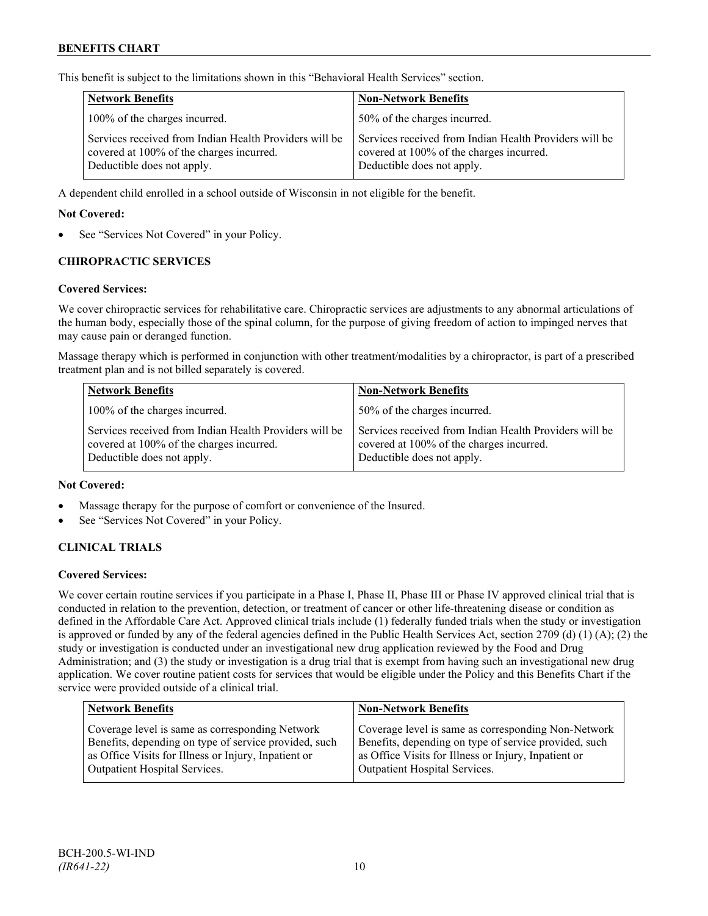This benefit is subject to the limitations shown in this "Behavioral Health Services" section.

| Network Benefits | Non-Network Benefits |
|---|---|
| 100% of the charges incurred. | 50% of the charges incurred. |
| Services received from Indian Health Providers will be covered at 100% of the charges incurred. Deductible does not apply. | Services received from Indian Health Providers will be covered at 100% of the charges incurred. Deductible does not apply. |

A dependent child enrolled in a school outside of Wisconsin in not eligible for the benefit.

**Not Covered:**

- See "Services Not Covered" in your Policy.

## CHIROPRACTIC SERVICES

**Covered Services:**

We cover chiropractic services for rehabilitative care. Chiropractic services are adjustments to any abnormal articulations of the human body, especially those of the spinal column, for the purpose of giving freedom of action to impinged nerves that may cause pain or deranged function.

Massage therapy which is performed in conjunction with other treatment/modalities by a chiropractor, is part of a prescribed treatment plan and is not billed separately is covered.

| Network Benefits | Non-Network Benefits |
|---|---|
| 100% of the charges incurred. | 50% of the charges incurred. |
| Services received from Indian Health Providers will be covered at 100% of the charges incurred. Deductible does not apply. | Services received from Indian Health Providers will be covered at 100% of the charges incurred. Deductible does not apply. |

**Not Covered:**

- Massage therapy for the purpose of comfort or convenience of the Insured.
- See "Services Not Covered" in your Policy.

## CLINICAL TRIALS

**Covered Services:**

We cover certain routine services if you participate in a Phase I, Phase II, Phase III or Phase IV approved clinical trial that is conducted in relation to the prevention, detection, or treatment of cancer or other life-threatening disease or condition as defined in the Affordable Care Act. Approved clinical trials include (1) federally funded trials when the study or investigation is approved or funded by any of the federal agencies defined in the Public Health Services Act, section 2709 (d) (1) (A); (2) the study or investigation is conducted under an investigational new drug application reviewed by the Food and Drug Administration; and (3) the study or investigation is a drug trial that is exempt from having such an investigational new drug application. We cover routine patient costs for services that would be eligible under the Policy and this Benefits Chart if the service were provided outside of a clinical trial.

| Network Benefits | Non-Network Benefits |
|---|---|
| Coverage level is same as corresponding Network Benefits, depending on type of service provided, such as Office Visits for Illness or Injury, Inpatient or Outpatient Hospital Services. | Coverage level is same as corresponding Non-Network Benefits, depending on type of service provided, such as Office Visits for Illness or Injury, Inpatient or Outpatient Hospital Services. |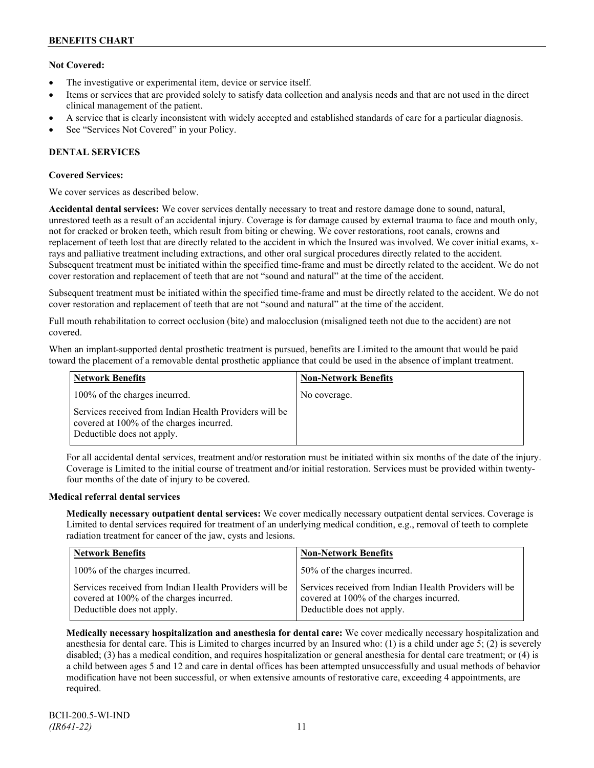**Not Covered:**

- The investigative or experimental item, device or service itself.
- Items or services that are provided solely to satisfy data collection and analysis needs and that are not used in the direct clinical management of the patient.
- A service that is clearly inconsistent with widely accepted and established standards of care for a particular diagnosis.
- See "Services Not Covered" in your Policy.

## DENTAL SERVICES

**Covered Services:**

We cover services as described below.

**Accidental dental services:** We cover services dentally necessary to treat and restore damage done to sound, natural, unrestored teeth as a result of an accidental injury. Coverage is for damage caused by external trauma to face and mouth only, not for cracked or broken teeth, which result from biting or chewing. We cover restorations, root canals, crowns and replacement of teeth lost that are directly related to the accident in which the Insured was involved. We cover initial exams, x-rays and palliative treatment including extractions, and other oral surgical procedures directly related to the accident. Subsequent treatment must be initiated within the specified time-frame and must be directly related to the accident. We do not cover restoration and replacement of teeth that are not "sound and natural" at the time of the accident.

Subsequent treatment must be initiated within the specified time-frame and must be directly related to the accident. We do not cover restoration and replacement of teeth that are not "sound and natural" at the time of the accident.

Full mouth rehabilitation to correct occlusion (bite) and malocclusion (misaligned teeth not due to the accident) are not covered.

When an implant-supported dental prosthetic treatment is pursued, benefits are Limited to the amount that would be paid toward the placement of a removable dental prosthetic appliance that could be used in the absence of implant treatment.

| Network Benefits | Non-Network Benefits |
|---|---|
| 100% of the charges incurred. | No coverage. |
| Services received from Indian Health Providers will be covered at 100% of the charges incurred. Deductible does not apply. | |

For all accidental dental services, treatment and/or restoration must be initiated within six months of the date of the injury. Coverage is Limited to the initial course of treatment and/or initial restoration. Services must be provided within twenty-four months of the date of injury to be covered.

**Medical referral dental services**

**Medically necessary outpatient dental services:** We cover medically necessary outpatient dental services. Coverage is Limited to dental services required for treatment of an underlying medical condition, e.g., removal of teeth to complete radiation treatment for cancer of the jaw, cysts and lesions.

| Network Benefits | Non-Network Benefits |
|---|---|
| 100% of the charges incurred. | 50% of the charges incurred. |
| Services received from Indian Health Providers will be covered at 100% of the charges incurred. Deductible does not apply. | Services received from Indian Health Providers will be covered at 100% of the charges incurred. Deductible does not apply. |

**Medically necessary hospitalization and anesthesia for dental care:** We cover medically necessary hospitalization and anesthesia for dental care. This is Limited to charges incurred by an Insured who: (1) is a child under age 5; (2) is severely disabled; (3) has a medical condition, and requires hospitalization or general anesthesia for dental care treatment; or (4) is a child between ages 5 and 12 and care in dental offices has been attempted unsuccessfully and usual methods of behavior modification have not been successful, or when extensive amounts of restorative care, exceeding 4 appointments, are required.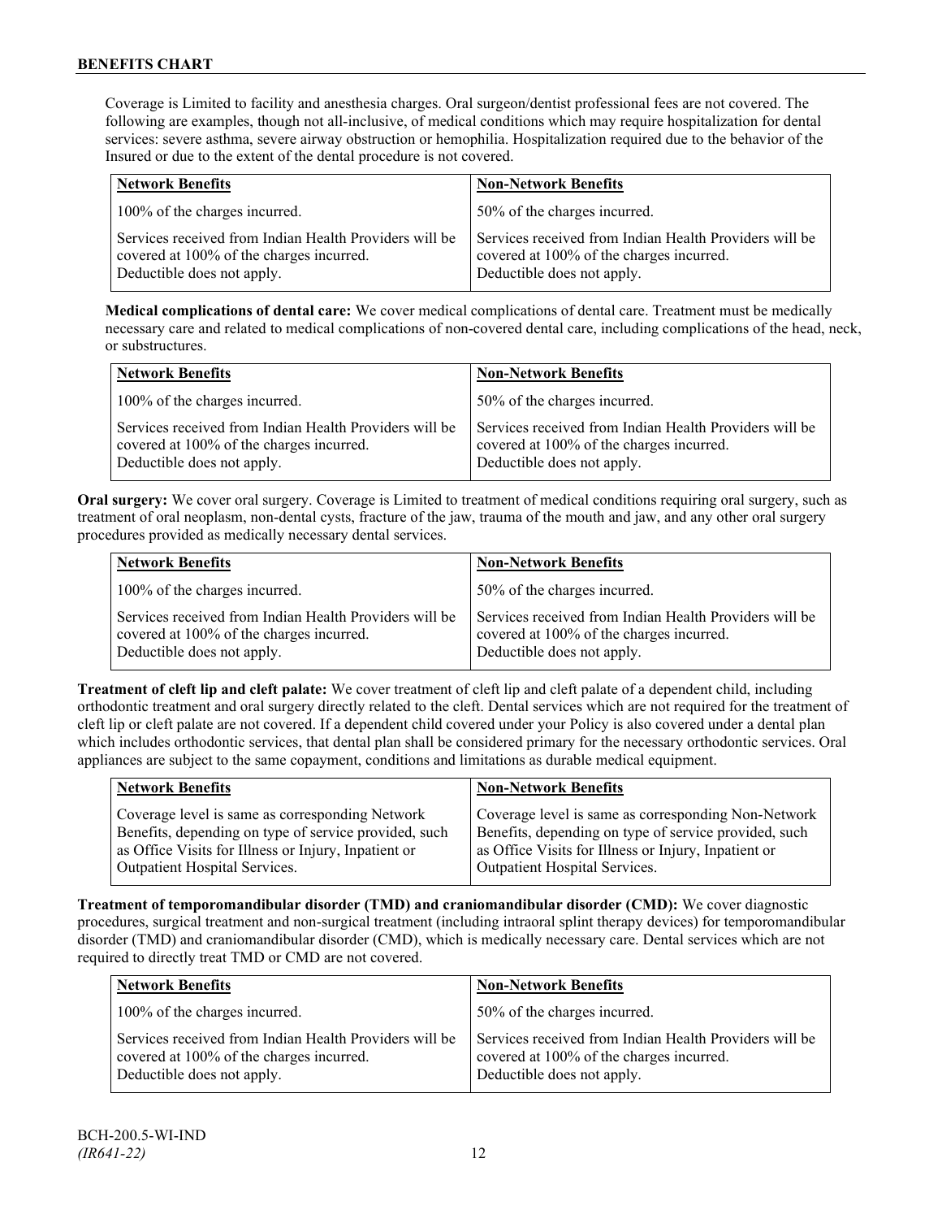Coverage is Limited to facility and anesthesia charges. Oral surgeon/dentist professional fees are not covered. The following are examples, though not all-inclusive, of medical conditions which may require hospitalization for dental services: severe asthma, severe airway obstruction or hemophilia. Hospitalization required due to the behavior of the Insured or due to the extent of the dental procedure is not covered.

| **Network Benefits** | **Non-Network Benefits** |
|---|---|
| 100% of the charges incurred. | 50% of the charges incurred. |
| Services received from Indian Health Providers will be covered at 100% of the charges incurred. Deductible does not apply. | Services received from Indian Health Providers will be covered at 100% of the charges incurred. Deductible does not apply. |

**Medical complications of dental care:** We cover medical complications of dental care. Treatment must be medically necessary care and related to medical complications of non-covered dental care, including complications of the head, neck, or substructures.

| **Network Benefits** | **Non-Network Benefits** |
|---|---|
| 100% of the charges incurred. | 50% of the charges incurred. |
| Services received from Indian Health Providers will be covered at 100% of the charges incurred. Deductible does not apply. | Services received from Indian Health Providers will be covered at 100% of the charges incurred. Deductible does not apply. |

**Oral surgery:** We cover oral surgery. Coverage is Limited to treatment of medical conditions requiring oral surgery, such as treatment of oral neoplasm, non-dental cysts, fracture of the jaw, trauma of the mouth and jaw, and any other oral surgery procedures provided as medically necessary dental services.

| **Network Benefits** | **Non-Network Benefits** |
|---|---|
| 100% of the charges incurred. | 50% of the charges incurred. |
| Services received from Indian Health Providers will be covered at 100% of the charges incurred. Deductible does not apply. | Services received from Indian Health Providers will be covered at 100% of the charges incurred. Deductible does not apply. |

**Treatment of cleft lip and cleft palate:** We cover treatment of cleft lip and cleft palate of a dependent child, including orthodontic treatment and oral surgery directly related to the cleft. Dental services which are not required for the treatment of cleft lip or cleft palate are not covered. If a dependent child covered under your Policy is also covered under a dental plan which includes orthodontic services, that dental plan shall be considered primary for the necessary orthodontic services. Oral appliances are subject to the same copayment, conditions and limitations as durable medical equipment.

| **Network Benefits** | **Non-Network Benefits** |
|---|---|
| Coverage level is same as corresponding Network Benefits, depending on type of service provided, such as Office Visits for Illness or Injury, Inpatient or Outpatient Hospital Services. | Coverage level is same as corresponding Non-Network Benefits, depending on type of service provided, such as Office Visits for Illness or Injury, Inpatient or Outpatient Hospital Services. |

**Treatment of temporomandibular disorder (TMD) and craniomandibular disorder (CMD):** We cover diagnostic procedures, surgical treatment and non-surgical treatment (including intraoral splint therapy devices) for temporomandibular disorder (TMD) and craniomandibular disorder (CMD), which is medically necessary care. Dental services which are not required to directly treat TMD or CMD are not covered.

| **Network Benefits** | **Non-Network Benefits** |
|---|---|
| 100% of the charges incurred. | 50% of the charges incurred. |
| Services received from Indian Health Providers will be covered at 100% of the charges incurred. Deductible does not apply. | Services received from Indian Health Providers will be covered at 100% of the charges incurred. Deductible does not apply. |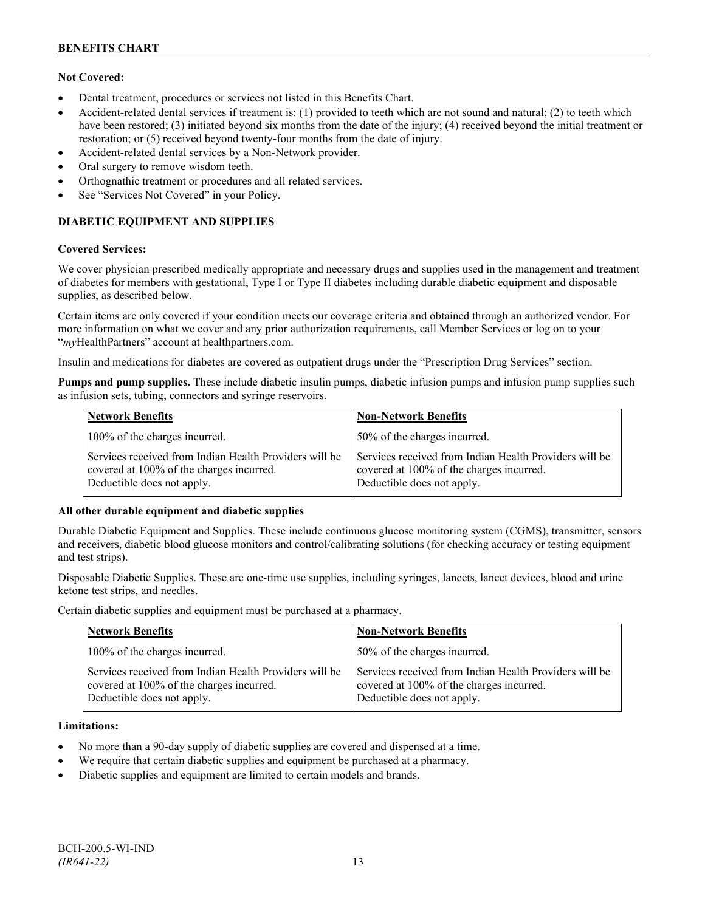**Not Covered:**

- Dental treatment, procedures or services not listed in this Benefits Chart.
- Accident-related dental services if treatment is: (1) provided to teeth which are not sound and natural; (2) to teeth which have been restored; (3) initiated beyond six months from the date of the injury; (4) received beyond the initial treatment or restoration; or (5) received beyond twenty-four months from the date of injury.
- Accident-related dental services by a Non-Network provider.
- Oral surgery to remove wisdom teeth.
- Orthognathic treatment or procedures and all related services.
- See "Services Not Covered" in your Policy.

### DIABETIC EQUIPMENT AND SUPPLIES

**Covered Services:**

We cover physician prescribed medically appropriate and necessary drugs and supplies used in the management and treatment of diabetes for members with gestational, Type I or Type II diabetes including durable diabetic equipment and disposable supplies, as described below.

Certain items are only covered if your condition meets our coverage criteria and obtained through an authorized vendor. For more information on what we cover and any prior authorization requirements, call Member Services or log on to your "*my*HealthPartners" account at healthpartners.com.

Insulin and medications for diabetes are covered as outpatient drugs under the "Prescription Drug Services" section.

**Pumps and pump supplies.** These include diabetic insulin pumps, diabetic infusion pumps and infusion pump supplies such as infusion sets, tubing, connectors and syringe reservoirs.

| Network Benefits | Non-Network Benefits |
|---|---|
| 100% of the charges incurred. | 50% of the charges incurred. |
| Services received from Indian Health Providers will be covered at 100% of the charges incurred. Deductible does not apply. | Services received from Indian Health Providers will be covered at 100% of the charges incurred. Deductible does not apply. |

**All other durable equipment and diabetic supplies**

Durable Diabetic Equipment and Supplies. These include continuous glucose monitoring system (CGMS), transmitter, sensors and receivers, diabetic blood glucose monitors and control/calibrating solutions (for checking accuracy or testing equipment and test strips).

Disposable Diabetic Supplies. These are one-time use supplies, including syringes, lancets, lancet devices, blood and urine ketone test strips, and needles.

Certain diabetic supplies and equipment must be purchased at a pharmacy.

| Network Benefits | Non-Network Benefits |
|---|---|
| 100% of the charges incurred. | 50% of the charges incurred. |
| Services received from Indian Health Providers will be covered at 100% of the charges incurred. Deductible does not apply. | Services received from Indian Health Providers will be covered at 100% of the charges incurred. Deductible does not apply. |

**Limitations:**

- No more than a 90-day supply of diabetic supplies are covered and dispensed at a time.
- We require that certain diabetic supplies and equipment be purchased at a pharmacy.
- Diabetic supplies and equipment are limited to certain models and brands.

BCH-200.5-WI-IND
*(IR641-22)*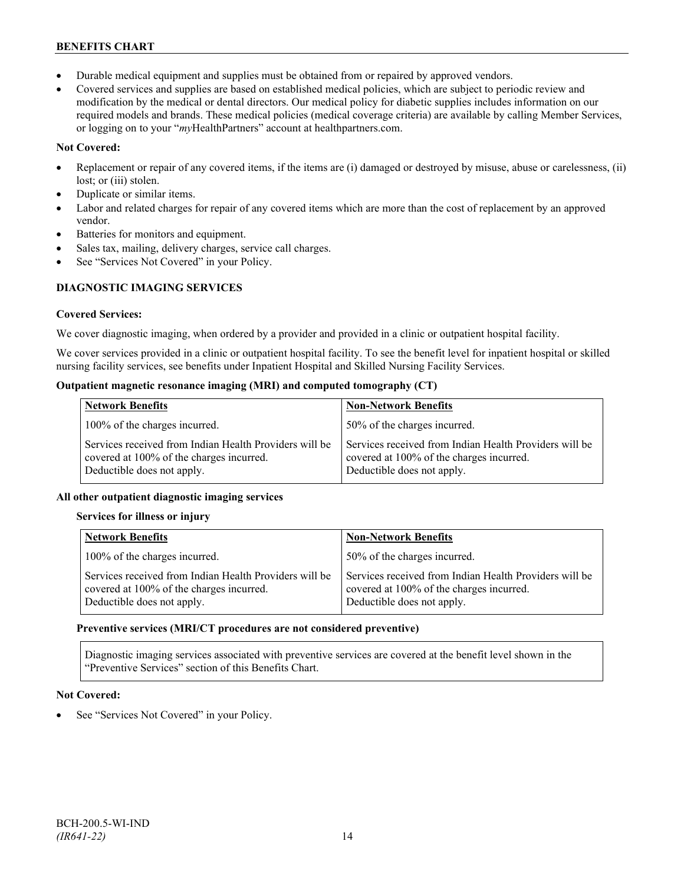- Durable medical equipment and supplies must be obtained from or repaired by approved vendors.
- Covered services and supplies are based on established medical policies, which are subject to periodic review and modification by the medical or dental directors. Our medical policy for diabetic supplies includes information on our required models and brands. These medical policies (medical coverage criteria) are available by calling Member Services, or logging on to your "*my*HealthPartners" account at healthpartners.com.

**Not Covered:**

- Replacement or repair of any covered items, if the items are (i) damaged or destroyed by misuse, abuse or carelessness, (ii) lost; or (iii) stolen.
- Duplicate or similar items.
- Labor and related charges for repair of any covered items which are more than the cost of replacement by an approved vendor.
- Batteries for monitors and equipment.
- Sales tax, mailing, delivery charges, service call charges.
- See "Services Not Covered" in your Policy.

## DIAGNOSTIC IMAGING SERVICES

**Covered Services:**

We cover diagnostic imaging, when ordered by a provider and provided in a clinic or outpatient hospital facility.

We cover services provided in a clinic or outpatient hospital facility. To see the benefit level for inpatient hospital or skilled nursing facility services, see benefits under Inpatient Hospital and Skilled Nursing Facility Services.

**Outpatient magnetic resonance imaging (MRI) and computed tomography (CT)**

| Network Benefits | Non-Network Benefits |
|---|---|
| 100% of the charges incurred. | 50% of the charges incurred. |
| Services received from Indian Health Providers will be covered at 100% of the charges incurred. Deductible does not apply. | Services received from Indian Health Providers will be covered at 100% of the charges incurred. Deductible does not apply. |

**All other outpatient diagnostic imaging services**

**Services for illness or injury**

| Network Benefits | Non-Network Benefits |
|---|---|
| 100% of the charges incurred. | 50% of the charges incurred. |
| Services received from Indian Health Providers will be covered at 100% of the charges incurred. Deductible does not apply. | Services received from Indian Health Providers will be covered at 100% of the charges incurred. Deductible does not apply. |

**Preventive services (MRI/CT procedures are not considered preventive)**

Diagnostic imaging services associated with preventive services are covered at the benefit level shown in the "Preventive Services" section of this Benefits Chart.

**Not Covered:**

- See "Services Not Covered" in your Policy.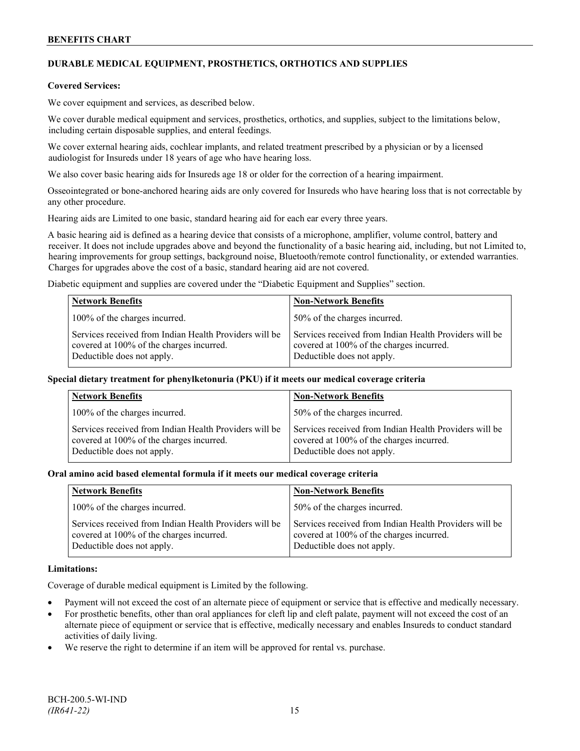## DURABLE MEDICAL EQUIPMENT, PROSTHETICS, ORTHOTICS AND SUPPLIES

**Covered Services:**

We cover equipment and services, as described below.

We cover durable medical equipment and services, prosthetics, orthotics, and supplies, subject to the limitations below, including certain disposable supplies, and enteral feedings.

We cover external hearing aids, cochlear implants, and related treatment prescribed by a physician or by a licensed audiologist for Insureds under 18 years of age who have hearing loss.

We also cover basic hearing aids for Insureds age 18 or older for the correction of a hearing impairment.

Osseointegrated or bone-anchored hearing aids are only covered for Insureds who have hearing loss that is not correctable by any other procedure.

Hearing aids are Limited to one basic, standard hearing aid for each ear every three years.

A basic hearing aid is defined as a hearing device that consists of a microphone, amplifier, volume control, battery and receiver. It does not include upgrades above and beyond the functionality of a basic hearing aid, including, but not Limited to, hearing improvements for group settings, background noise, Bluetooth/remote control functionality, or extended warranties. Charges for upgrades above the cost of a basic, standard hearing aid are not covered.

Diabetic equipment and supplies are covered under the "Diabetic Equipment and Supplies" section.

| Network Benefits | Non-Network Benefits |
|---|---|
| 100% of the charges incurred. | 50% of the charges incurred. |
| Services received from Indian Health Providers will be covered at 100% of the charges incurred. Deductible does not apply. | Services received from Indian Health Providers will be covered at 100% of the charges incurred. Deductible does not apply. |

**Special dietary treatment for phenylketonuria (PKU) if it meets our medical coverage criteria**

| Network Benefits | Non-Network Benefits |
|---|---|
| 100% of the charges incurred. | 50% of the charges incurred. |
| Services received from Indian Health Providers will be covered at 100% of the charges incurred. Deductible does not apply. | Services received from Indian Health Providers will be covered at 100% of the charges incurred. Deductible does not apply. |

**Oral amino acid based elemental formula if it meets our medical coverage criteria**

| Network Benefits | Non-Network Benefits |
|---|---|
| 100% of the charges incurred. | 50% of the charges incurred. |
| Services received from Indian Health Providers will be covered at 100% of the charges incurred. Deductible does not apply. | Services received from Indian Health Providers will be covered at 100% of the charges incurred. Deductible does not apply. |

**Limitations:**

Coverage of durable medical equipment is Limited by the following.

- Payment will not exceed the cost of an alternate piece of equipment or service that is effective and medically necessary.
- For prosthetic benefits, other than oral appliances for cleft lip and cleft palate, payment will not exceed the cost of an alternate piece of equipment or service that is effective, medically necessary and enables Insureds to conduct standard activities of daily living.
- We reserve the right to determine if an item will be approved for rental vs. purchase.

BCH-200.5-WI-IND
*(IR641-22)*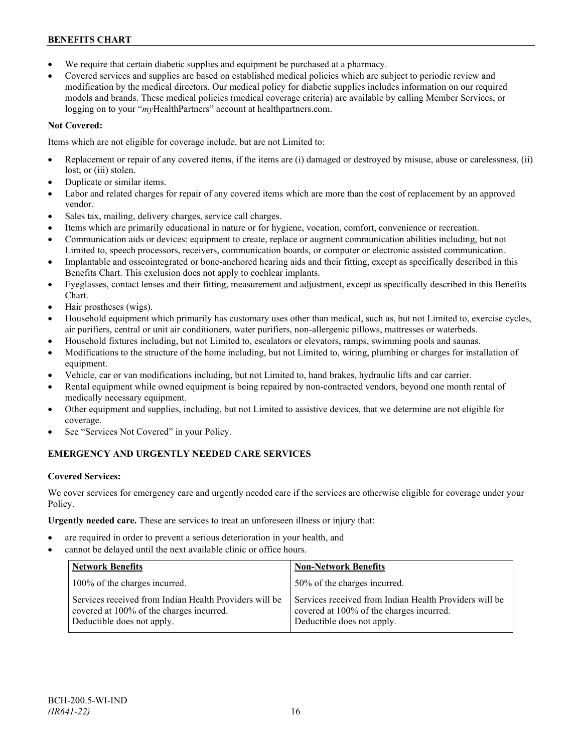- We require that certain diabetic supplies and equipment be purchased at a pharmacy.
- Covered services and supplies are based on established medical policies which are subject to periodic review and modification by the medical directors. Our medical policy for diabetic supplies includes information on our required models and brands. These medical policies (medical coverage criteria) are available by calling Member Services, or logging on to your "*my*HealthPartners" account at healthpartners.com.

**Not Covered:**

Items which are not eligible for coverage include, but are not Limited to:

- Replacement or repair of any covered items, if the items are (i) damaged or destroyed by misuse, abuse or carelessness, (ii) lost; or (iii) stolen.
- Duplicate or similar items.
- Labor and related charges for repair of any covered items which are more than the cost of replacement by an approved vendor.
- Sales tax, mailing, delivery charges, service call charges.
- Items which are primarily educational in nature or for hygiene, vocation, comfort, convenience or recreation.
- Communication aids or devices: equipment to create, replace or augment communication abilities including, but not Limited to, speech processors, receivers, communication boards, or computer or electronic assisted communication.
- Implantable and osseointegrated or bone-anchored hearing aids and their fitting, except as specifically described in this Benefits Chart. This exclusion does not apply to cochlear implants.
- Eyeglasses, contact lenses and their fitting, measurement and adjustment, except as specifically described in this Benefits Chart.
- Hair prostheses (wigs).
- Household equipment which primarily has customary uses other than medical, such as, but not Limited to, exercise cycles, air purifiers, central or unit air conditioners, water purifiers, non-allergenic pillows, mattresses or waterbeds.
- Household fixtures including, but not Limited to, escalators or elevators, ramps, swimming pools and saunas.
- Modifications to the structure of the home including, but not Limited to, wiring, plumbing or charges for installation of equipment.
- Vehicle, car or van modifications including, but not Limited to, hand brakes, hydraulic lifts and car carrier.
- Rental equipment while owned equipment is being repaired by non-contracted vendors, beyond one month rental of medically necessary equipment.
- Other equipment and supplies, including, but not Limited to assistive devices, that we determine are not eligible for coverage.
- See "Services Not Covered" in your Policy.

## EMERGENCY AND URGENTLY NEEDED CARE SERVICES

**Covered Services:**

We cover services for emergency care and urgently needed care if the services are otherwise eligible for coverage under your Policy.

**Urgently needed care.** These are services to treat an unforeseen illness or injury that:

- are required in order to prevent a serious deterioration in your health, and
- cannot be delayed until the next available clinic or office hours.

| Network Benefits | Non-Network Benefits |
|---|---|
| 100% of the charges incurred. | 50% of the charges incurred. |
| Services received from Indian Health Providers will be covered at 100% of the charges incurred. Deductible does not apply. | Services received from Indian Health Providers will be covered at 100% of the charges incurred. Deductible does not apply. |

BCH-200.5-WI-IND
*(IR641-22)*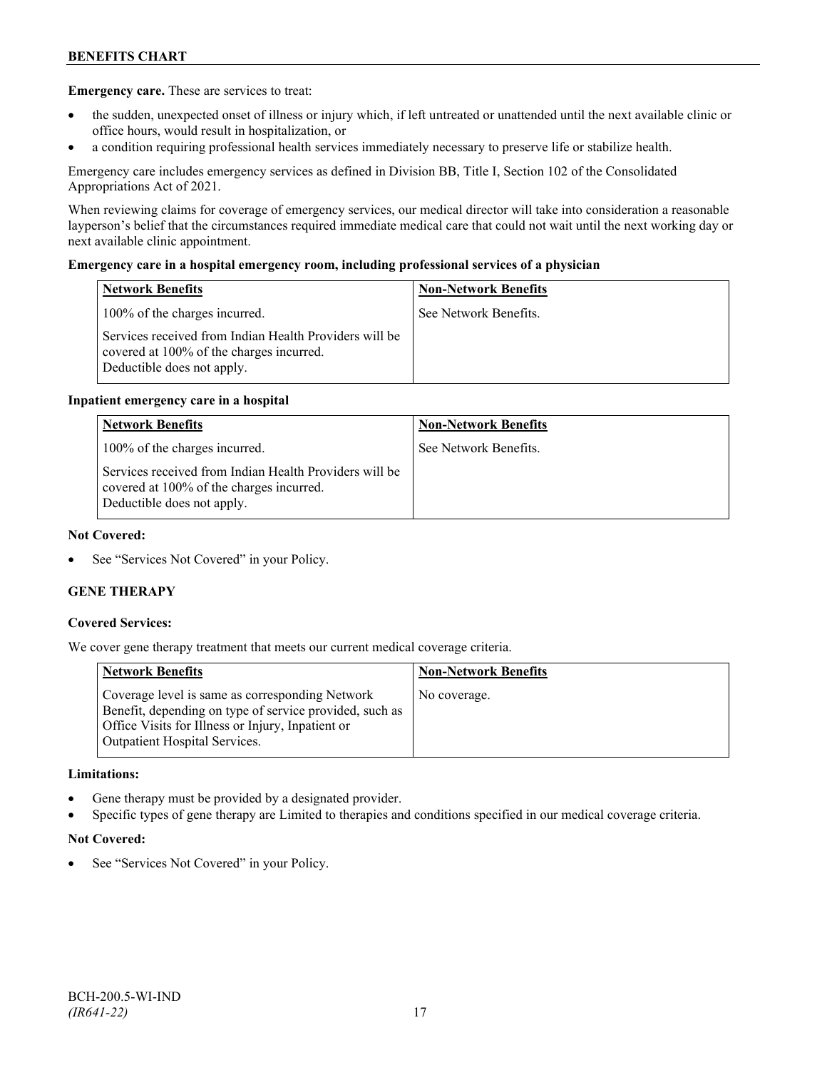**Emergency care.** These are services to treat:

- the sudden, unexpected onset of illness or injury which, if left untreated or unattended until the next available clinic or office hours, would result in hospitalization, or
- a condition requiring professional health services immediately necessary to preserve life or stabilize health.

Emergency care includes emergency services as defined in Division BB, Title I, Section 102 of the Consolidated Appropriations Act of 2021.

When reviewing claims for coverage of emergency services, our medical director will take into consideration a reasonable layperson's belief that the circumstances required immediate medical care that could not wait until the next working day or next available clinic appointment.

**Emergency care in a hospital emergency room, including professional services of a physician**

| Network Benefits | Non-Network Benefits |
|---|---|
| 100% of the charges incurred.<br><br>Services received from Indian Health Providers will be covered at 100% of the charges incurred. Deductible does not apply. | See Network Benefits. |

**Inpatient emergency care in a hospital**

| Network Benefits | Non-Network Benefits |
|---|---|
| 100% of the charges incurred.<br><br>Services received from Indian Health Providers will be covered at 100% of the charges incurred. Deductible does not apply. | See Network Benefits. |

**Not Covered:**

- See "Services Not Covered" in your Policy.

## GENE THERAPY

**Covered Services:**

We cover gene therapy treatment that meets our current medical coverage criteria.

| Network Benefits | Non-Network Benefits |
|---|---|
| Coverage level is same as corresponding Network Benefit, depending on type of service provided, such as Office Visits for Illness or Injury, Inpatient or Outpatient Hospital Services. | No coverage. |

**Limitations:**

- Gene therapy must be provided by a designated provider.
- Specific types of gene therapy are Limited to therapies and conditions specified in our medical coverage criteria.

**Not Covered:**

- See "Services Not Covered" in your Policy.

BCH-200.5-WI-IND
*(IR641-22)*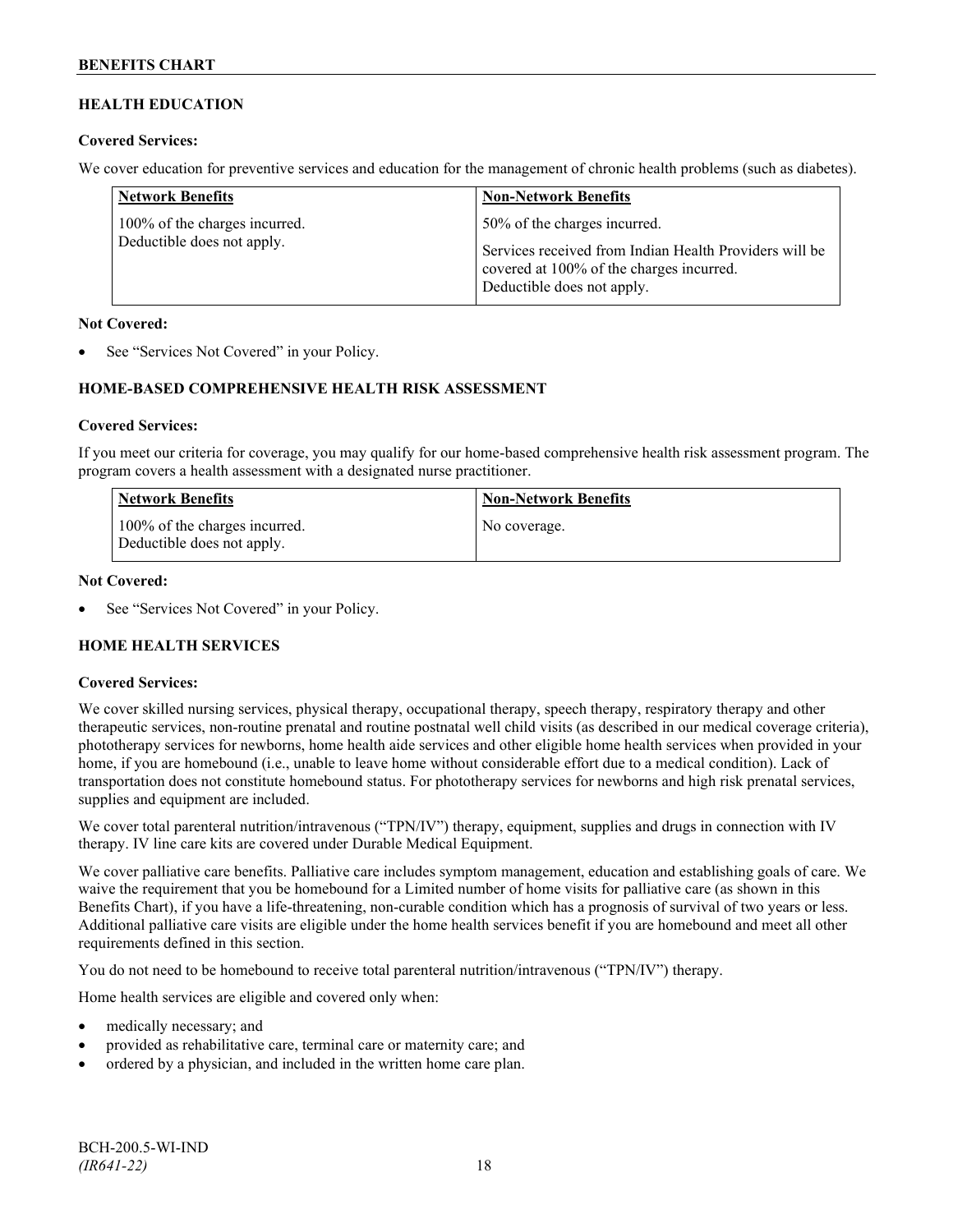## HEALTH EDUCATION

**Covered Services:**

We cover education for preventive services and education for the management of chronic health problems (such as diabetes).

| Network Benefits | Non-Network Benefits |
|---|---|
| 100% of the charges incurred.<br>Deductible does not apply. | 50% of the charges incurred.<br>Services received from Indian Health Providers will be covered at 100% of the charges incurred.<br>Deductible does not apply. |

**Not Covered:**

- See "Services Not Covered" in your Policy.

## HOME-BASED COMPREHENSIVE HEALTH RISK ASSESSMENT

**Covered Services:**

If you meet our criteria for coverage, you may qualify for our home-based comprehensive health risk assessment program. The program covers a health assessment with a designated nurse practitioner.

| Network Benefits | Non-Network Benefits |
|---|---|
| 100% of the charges incurred.<br>Deductible does not apply. | No coverage. |

**Not Covered:**

- See "Services Not Covered" in your Policy.

## HOME HEALTH SERVICES

**Covered Services:**

We cover skilled nursing services, physical therapy, occupational therapy, speech therapy, respiratory therapy and other therapeutic services, non-routine prenatal and routine postnatal well child visits (as described in our medical coverage criteria), phototherapy services for newborns, home health aide services and other eligible home health services when provided in your home, if you are homebound (i.e., unable to leave home without considerable effort due to a medical condition). Lack of transportation does not constitute homebound status. For phototherapy services for newborns and high risk prenatal services, supplies and equipment are included.

We cover total parenteral nutrition/intravenous ("TPN/IV") therapy, equipment, supplies and drugs in connection with IV therapy. IV line care kits are covered under Durable Medical Equipment.

We cover palliative care benefits. Palliative care includes symptom management, education and establishing goals of care. We waive the requirement that you be homebound for a Limited number of home visits for palliative care (as shown in this Benefits Chart), if you have a life-threatening, non-curable condition which has a prognosis of survival of two years or less. Additional palliative care visits are eligible under the home health services benefit if you are homebound and meet all other requirements defined in this section.

You do not need to be homebound to receive total parenteral nutrition/intravenous ("TPN/IV") therapy.

Home health services are eligible and covered only when:

- medically necessary; and
- provided as rehabilitative care, terminal care or maternity care; and
- ordered by a physician, and included in the written home care plan.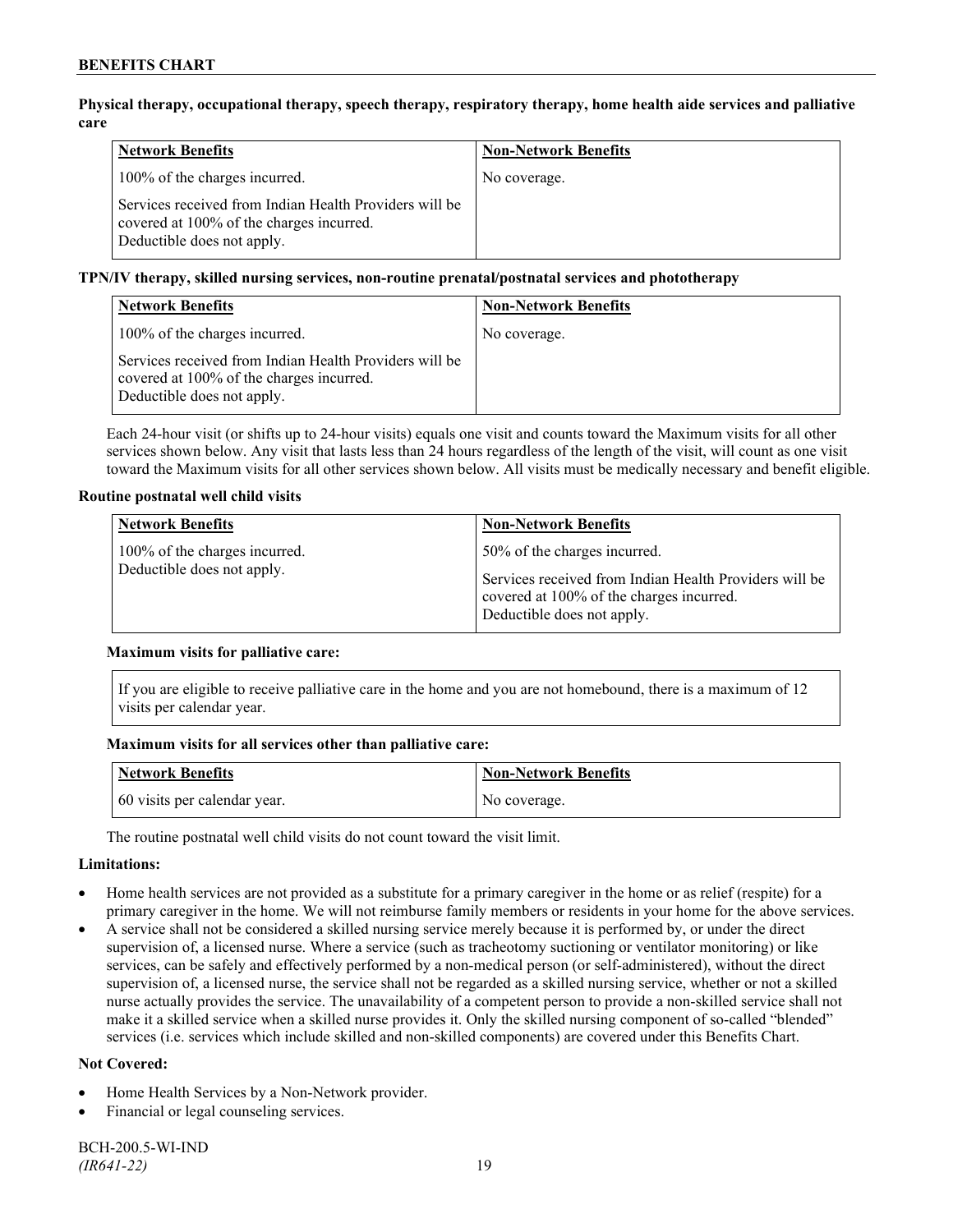**Physical therapy, occupational therapy, speech therapy, respiratory therapy, home health aide services and palliative care**

| Network Benefits | Non-Network Benefits |
| --- | --- |
| 100% of the charges incurred.<br><br>Services received from Indian Health Providers will be covered at 100% of the charges incurred. Deductible does not apply. | No coverage. |

**TPN/IV therapy, skilled nursing services, non-routine prenatal/postnatal services and phototherapy**

| Network Benefits | Non-Network Benefits |
| --- | --- |
| 100% of the charges incurred.<br><br>Services received from Indian Health Providers will be covered at 100% of the charges incurred. Deductible does not apply. | No coverage. |

Each 24-hour visit (or shifts up to 24-hour visits) equals one visit and counts toward the Maximum visits for all other services shown below. Any visit that lasts less than 24 hours regardless of the length of the visit, will count as one visit toward the Maximum visits for all other services shown below. All visits must be medically necessary and benefit eligible.

**Routine postnatal well child visits**

| Network Benefits | Non-Network Benefits |
| --- | --- |
| 100% of the charges incurred. Deductible does not apply. | 50% of the charges incurred.<br><br>Services received from Indian Health Providers will be covered at 100% of the charges incurred. Deductible does not apply. |

**Maximum visits for palliative care:**

If you are eligible to receive palliative care in the home and you are not homebound, there is a maximum of 12 visits per calendar year.

**Maximum visits for all services other than palliative care:**

| Network Benefits | Non-Network Benefits |
| --- | --- |
| 60 visits per calendar year. | No coverage. |

The routine postnatal well child visits do not count toward the visit limit.

**Limitations:**

- Home health services are not provided as a substitute for a primary caregiver in the home or as relief (respite) for a primary caregiver in the home. We will not reimburse family members or residents in your home for the above services.
- A service shall not be considered a skilled nursing service merely because it is performed by, or under the direct supervision of, a licensed nurse. Where a service (such as tracheotomy suctioning or ventilator monitoring) or like services, can be safely and effectively performed by a non-medical person (or self-administered), without the direct supervision of, a licensed nurse, the service shall not be regarded as a skilled nursing service, whether or not a skilled nurse actually provides the service. The unavailability of a competent person to provide a non-skilled service shall not make it a skilled service when a skilled nurse provides it. Only the skilled nursing component of so-called "blended" services (i.e. services which include skilled and non-skilled components) are covered under this Benefits Chart.

**Not Covered:**

- Home Health Services by a Non-Network provider.
- Financial or legal counseling services.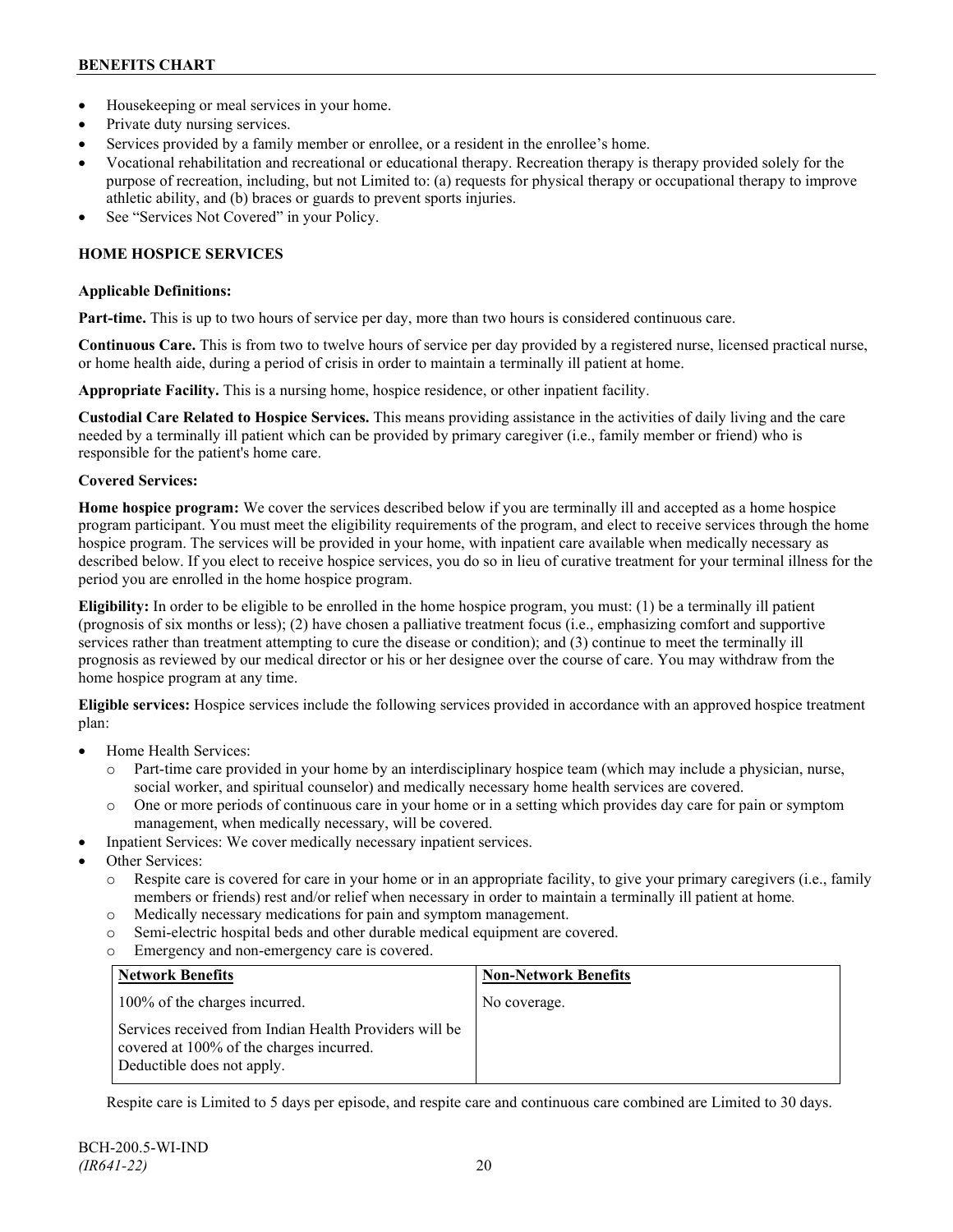- Housekeeping or meal services in your home.
- Private duty nursing services.
- Services provided by a family member or enrollee, or a resident in the enrollee's home.
- Vocational rehabilitation and recreational or educational therapy. Recreation therapy is therapy provided solely for the purpose of recreation, including, but not Limited to: (a) requests for physical therapy or occupational therapy to improve athletic ability, and (b) braces or guards to prevent sports injuries.
- See "Services Not Covered" in your Policy.

## HOME HOSPICE SERVICES

**Applicable Definitions:**

**Part-time.** This is up to two hours of service per day, more than two hours is considered continuous care.

**Continuous Care.** This is from two to twelve hours of service per day provided by a registered nurse, licensed practical nurse, or home health aide, during a period of crisis in order to maintain a terminally ill patient at home.

**Appropriate Facility.** This is a nursing home, hospice residence, or other inpatient facility.

**Custodial Care Related to Hospice Services.** This means providing assistance in the activities of daily living and the care needed by a terminally ill patient which can be provided by primary caregiver (i.e., family member or friend) who is responsible for the patient's home care.

**Covered Services:**

**Home hospice program:** We cover the services described below if you are terminally ill and accepted as a home hospice program participant. You must meet the eligibility requirements of the program, and elect to receive services through the home hospice program. The services will be provided in your home, with inpatient care available when medically necessary as described below. If you elect to receive hospice services, you do so in lieu of curative treatment for your terminal illness for the period you are enrolled in the home hospice program.

**Eligibility:** In order to be eligible to be enrolled in the home hospice program, you must: (1) be a terminally ill patient (prognosis of six months or less); (2) have chosen a palliative treatment focus (i.e., emphasizing comfort and supportive services rather than treatment attempting to cure the disease or condition); and (3) continue to meet the terminally ill prognosis as reviewed by our medical director or his or her designee over the course of care. You may withdraw from the home hospice program at any time.

**Eligible services:** Hospice services include the following services provided in accordance with an approved hospice treatment plan:

- Home Health Services:
  - Part-time care provided in your home by an interdisciplinary hospice team (which may include a physician, nurse, social worker, and spiritual counselor) and medically necessary home health services are covered.
  - One or more periods of continuous care in your home or in a setting which provides day care for pain or symptom management, when medically necessary, will be covered.
- Inpatient Services: We cover medically necessary inpatient services.
- Other Services:
  - Respite care is covered for care in your home or in an appropriate facility, to give your primary caregivers (i.e., family members or friends) rest and/or relief when necessary in order to maintain a terminally ill patient at home.
  - Medically necessary medications for pain and symptom management.
  - Semi-electric hospital beds and other durable medical equipment are covered.
  - Emergency and non-emergency care is covered.

| Network Benefits | Non-Network Benefits |
|---|---|
| 100% of the charges incurred.<br><br>Services received from Indian Health Providers will be covered at 100% of the charges incurred.<br>Deductible does not apply. | No coverage. |

Respite care is Limited to 5 days per episode, and respite care and continuous care combined are Limited to 30 days.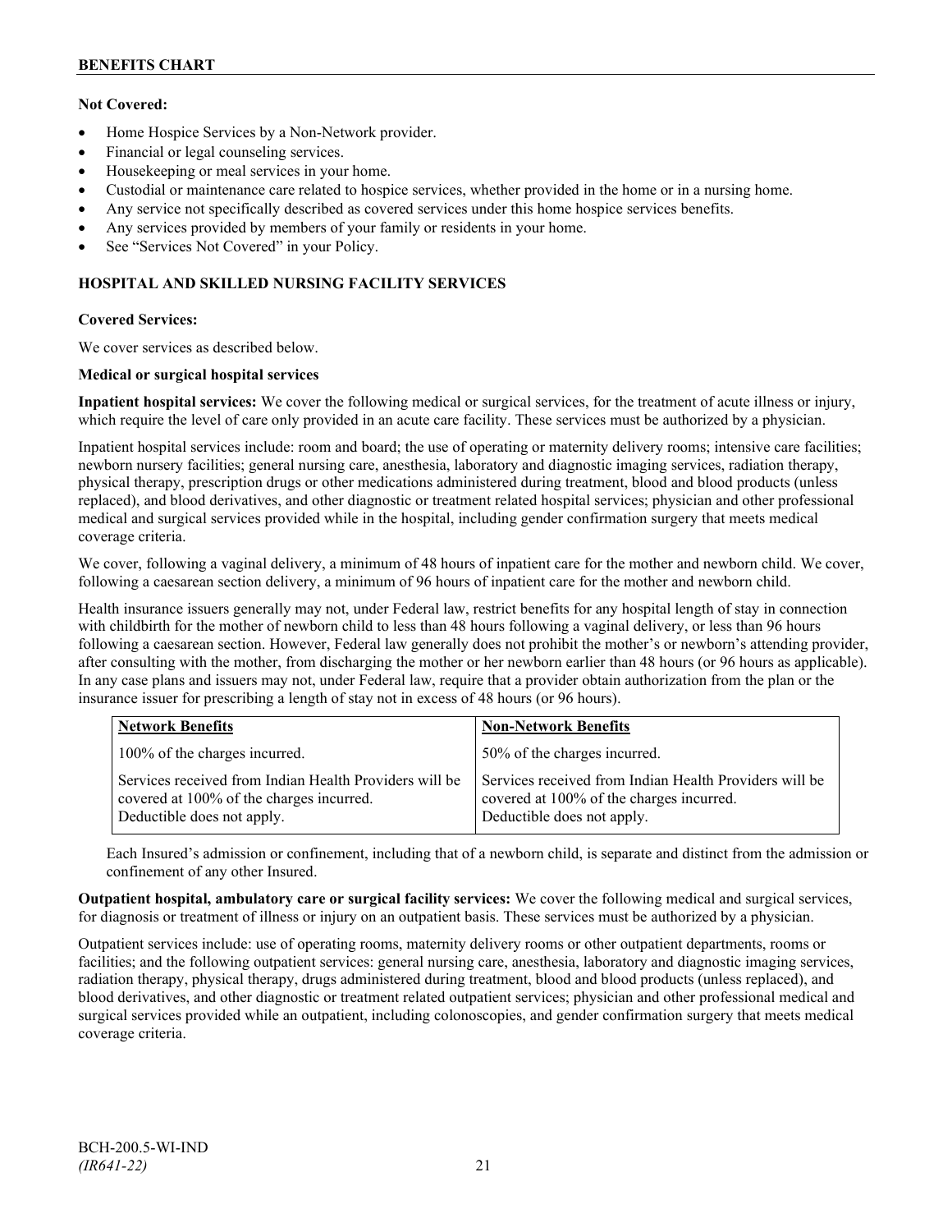**Not Covered:**

- Home Hospice Services by a Non-Network provider.
- Financial or legal counseling services.
- Housekeeping or meal services in your home.
- Custodial or maintenance care related to hospice services, whether provided in the home or in a nursing home.
- Any service not specifically described as covered services under this home hospice services benefits.
- Any services provided by members of your family or residents in your home.
- See "Services Not Covered" in your Policy.

## HOSPITAL AND SKILLED NURSING FACILITY SERVICES

**Covered Services:**

We cover services as described below.

**Medical or surgical hospital services**

**Inpatient hospital services:** We cover the following medical or surgical services, for the treatment of acute illness or injury, which require the level of care only provided in an acute care facility. These services must be authorized by a physician.

Inpatient hospital services include: room and board; the use of operating or maternity delivery rooms; intensive care facilities; newborn nursery facilities; general nursing care, anesthesia, laboratory and diagnostic imaging services, radiation therapy, physical therapy, prescription drugs or other medications administered during treatment, blood and blood products (unless replaced), and blood derivatives, and other diagnostic or treatment related hospital services; physician and other professional medical and surgical services provided while in the hospital, including gender confirmation surgery that meets medical coverage criteria.

We cover, following a vaginal delivery, a minimum of 48 hours of inpatient care for the mother and newborn child. We cover, following a caesarean section delivery, a minimum of 96 hours of inpatient care for the mother and newborn child.

Health insurance issuers generally may not, under Federal law, restrict benefits for any hospital length of stay in connection with childbirth for the mother of newborn child to less than 48 hours following a vaginal delivery, or less than 96 hours following a caesarean section. However, Federal law generally does not prohibit the mother's or newborn's attending provider, after consulting with the mother, from discharging the mother or her newborn earlier than 48 hours (or 96 hours as applicable). In any case plans and issuers may not, under Federal law, require that a provider obtain authorization from the plan or the insurance issuer for prescribing a length of stay not in excess of 48 hours (or 96 hours).

| Network Benefits | Non-Network Benefits |
|---|---|
| 100% of the charges incurred. | 50% of the charges incurred. |
| Services received from Indian Health Providers will be covered at 100% of the charges incurred. Deductible does not apply. | Services received from Indian Health Providers will be covered at 100% of the charges incurred. Deductible does not apply. |

Each Insured's admission or confinement, including that of a newborn child, is separate and distinct from the admission or confinement of any other Insured.

**Outpatient hospital, ambulatory care or surgical facility services:** We cover the following medical and surgical services, for diagnosis or treatment of illness or injury on an outpatient basis. These services must be authorized by a physician.

Outpatient services include: use of operating rooms, maternity delivery rooms or other outpatient departments, rooms or facilities; and the following outpatient services: general nursing care, anesthesia, laboratory and diagnostic imaging services, radiation therapy, physical therapy, drugs administered during treatment, blood and blood products (unless replaced), and blood derivatives, and other diagnostic or treatment related outpatient services; physician and other professional medical and surgical services provided while an outpatient, including colonoscopies, and gender confirmation surgery that meets medical coverage criteria.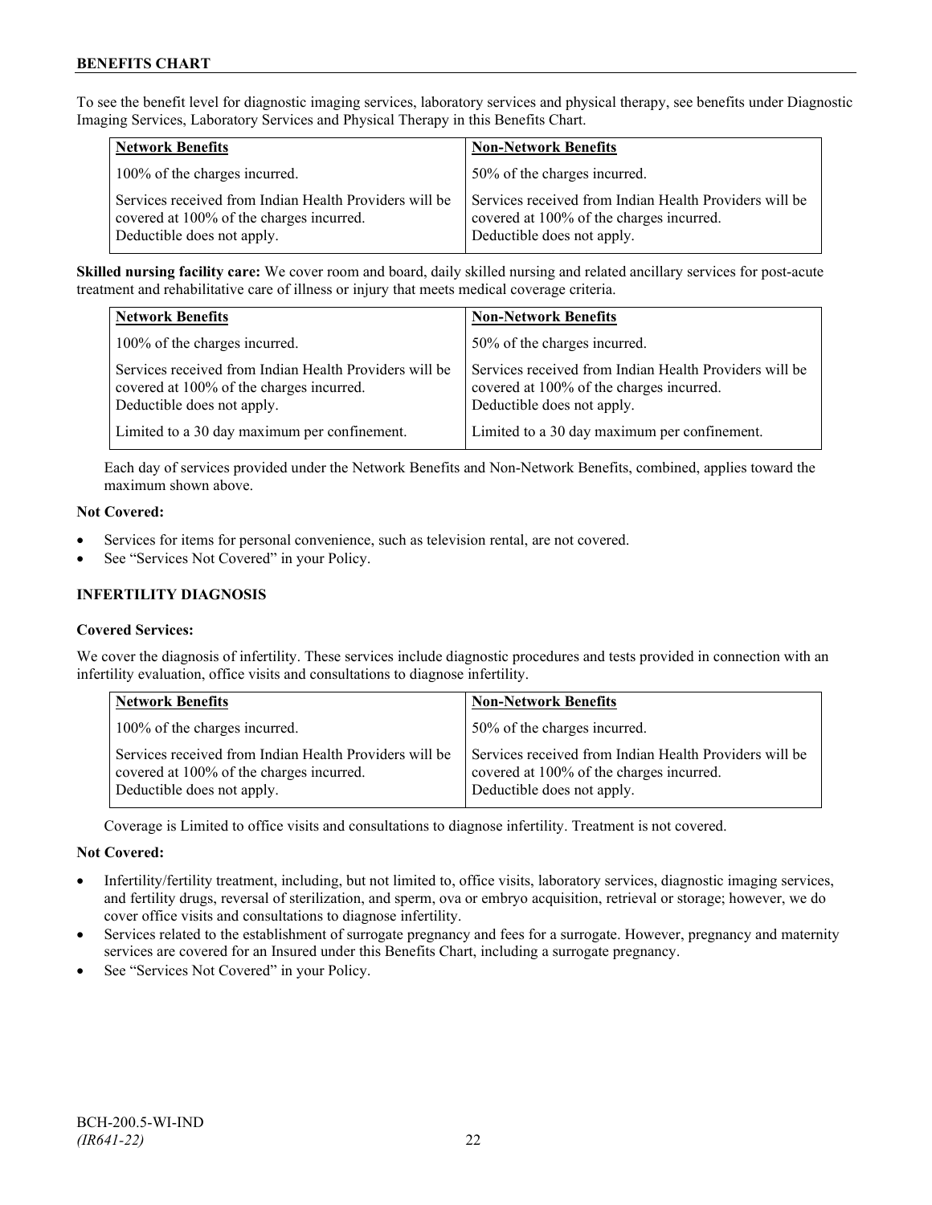To see the benefit level for diagnostic imaging services, laboratory services and physical therapy, see benefits under Diagnostic Imaging Services, Laboratory Services and Physical Therapy in this Benefits Chart.

| Network Benefits | Non-Network Benefits |
|---|---|
| 100% of the charges incurred. | 50% of the charges incurred. |
| Services received from Indian Health Providers will be covered at 100% of the charges incurred. Deductible does not apply. | Services received from Indian Health Providers will be covered at 100% of the charges incurred. Deductible does not apply. |

**Skilled nursing facility care:** We cover room and board, daily skilled nursing and related ancillary services for post-acute treatment and rehabilitative care of illness or injury that meets medical coverage criteria.

| Network Benefits | Non-Network Benefits |
|---|---|
| 100% of the charges incurred. | 50% of the charges incurred. |
| Services received from Indian Health Providers will be covered at 100% of the charges incurred. Deductible does not apply. | Services received from Indian Health Providers will be covered at 100% of the charges incurred. Deductible does not apply. |
| Limited to a 30 day maximum per confinement. | Limited to a 30 day maximum per confinement. |

Each day of services provided under the Network Benefits and Non-Network Benefits, combined, applies toward the maximum shown above.

**Not Covered:**

- Services for items for personal convenience, such as television rental, are not covered.
- See "Services Not Covered" in your Policy.

## INFERTILITY DIAGNOSIS

**Covered Services:**

We cover the diagnosis of infertility. These services include diagnostic procedures and tests provided in connection with an infertility evaluation, office visits and consultations to diagnose infertility.

| Network Benefits | Non-Network Benefits |
|---|---|
| 100% of the charges incurred. | 50% of the charges incurred. |
| Services received from Indian Health Providers will be covered at 100% of the charges incurred. Deductible does not apply. | Services received from Indian Health Providers will be covered at 100% of the charges incurred. Deductible does not apply. |

Coverage is Limited to office visits and consultations to diagnose infertility. Treatment is not covered.

**Not Covered:**

- Infertility/fertility treatment, including, but not limited to, office visits, laboratory services, diagnostic imaging services, and fertility drugs, reversal of sterilization, and sperm, ova or embryo acquisition, retrieval or storage; however, we do cover office visits and consultations to diagnose infertility.
- Services related to the establishment of surrogate pregnancy and fees for a surrogate. However, pregnancy and maternity services are covered for an Insured under this Benefits Chart, including a surrogate pregnancy.
- See "Services Not Covered" in your Policy.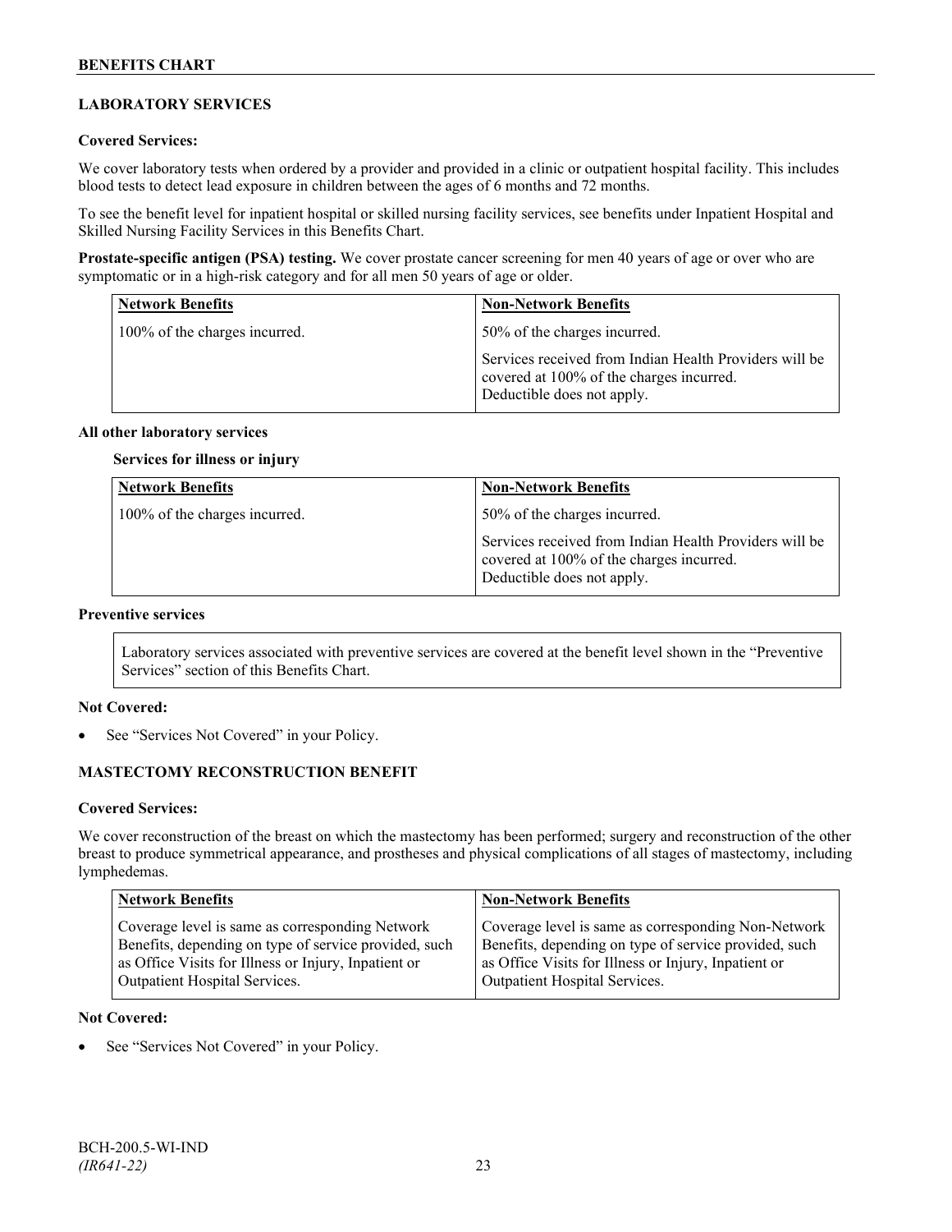## LABORATORY SERVICES

**Covered Services:**

We cover laboratory tests when ordered by a provider and provided in a clinic or outpatient hospital facility. This includes blood tests to detect lead exposure in children between the ages of 6 months and 72 months.

To see the benefit level for inpatient hospital or skilled nursing facility services, see benefits under Inpatient Hospital and Skilled Nursing Facility Services in this Benefits Chart.

**Prostate-specific antigen (PSA) testing.** We cover prostate cancer screening for men 40 years of age or over who are symptomatic or in a high-risk category and for all men 50 years of age or older.

| Network Benefits | Non-Network Benefits |
| --- | --- |
| 100% of the charges incurred. | 50% of the charges incurred.<br><br>Services received from Indian Health Providers will be covered at 100% of the charges incurred. Deductible does not apply. |

**All other laboratory services**

**Services for illness or injury**

| Network Benefits | Non-Network Benefits |
| --- | --- |
| 100% of the charges incurred. | 50% of the charges incurred.<br><br>Services received from Indian Health Providers will be covered at 100% of the charges incurred. Deductible does not apply. |

**Preventive services**

Laboratory services associated with preventive services are covered at the benefit level shown in the "Preventive Services" section of this Benefits Chart.

**Not Covered:**

- See "Services Not Covered" in your Policy.

## MASTECTOMY RECONSTRUCTION BENEFIT

**Covered Services:**

We cover reconstruction of the breast on which the mastectomy has been performed; surgery and reconstruction of the other breast to produce symmetrical appearance, and prostheses and physical complications of all stages of mastectomy, including lymphedemas.

| Network Benefits | Non-Network Benefits |
| --- | --- |
| Coverage level is same as corresponding Network Benefits, depending on type of service provided, such as Office Visits for Illness or Injury, Inpatient or Outpatient Hospital Services. | Coverage level is same as corresponding Non-Network Benefits, depending on type of service provided, such as Office Visits for Illness or Injury, Inpatient or Outpatient Hospital Services. |

**Not Covered:**

- See "Services Not Covered" in your Policy.

BCH-200.5-WI-IND
*(IR641-22)*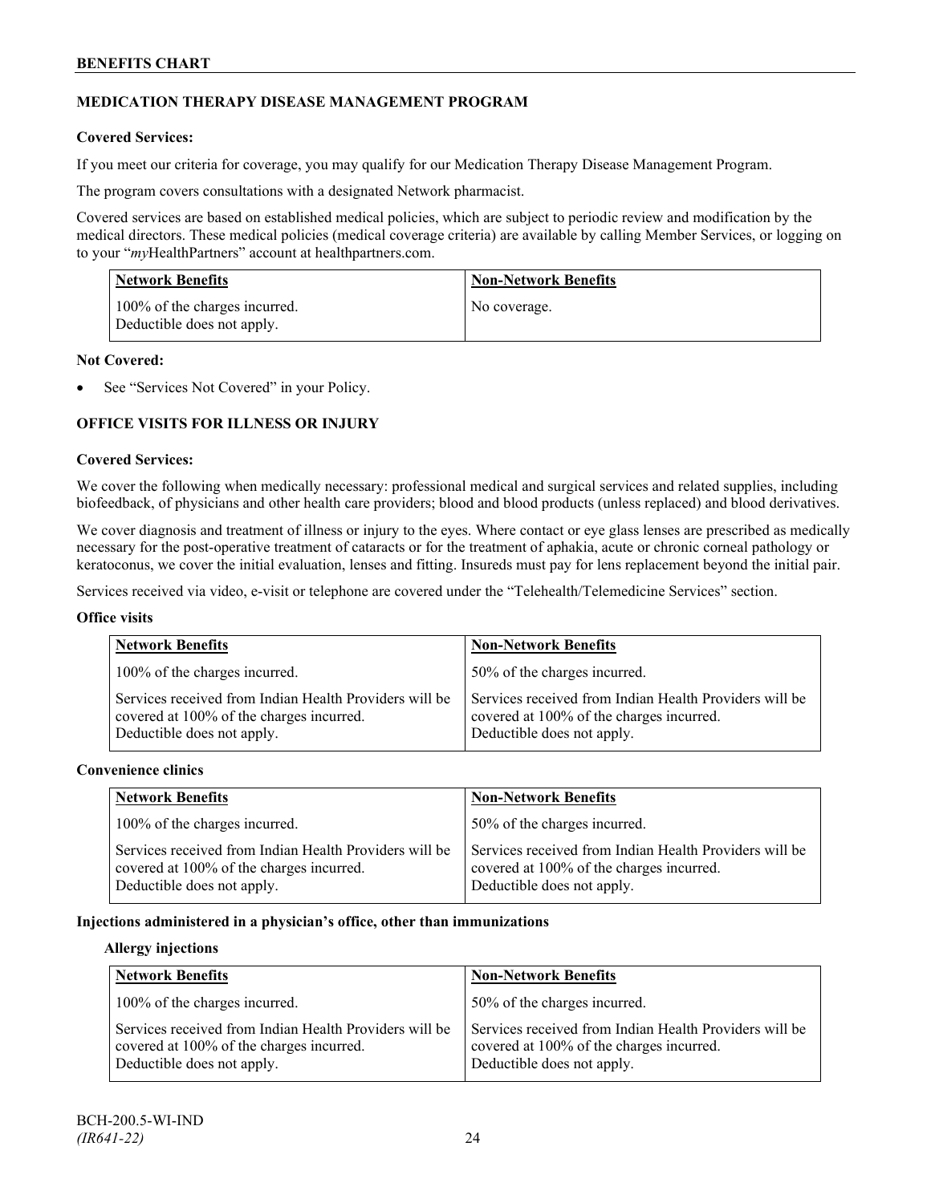## MEDICATION THERAPY DISEASE MANAGEMENT PROGRAM

**Covered Services:**

If you meet our criteria for coverage, you may qualify for our Medication Therapy Disease Management Program.

The program covers consultations with a designated Network pharmacist.

Covered services are based on established medical policies, which are subject to periodic review and modification by the medical directors. These medical policies (medical coverage criteria) are available by calling Member Services, or logging on to your "*my*HealthPartners" account at healthpartners.com.

| Network Benefits | Non-Network Benefits |
|---|---|
| 100% of the charges incurred. Deductible does not apply. | No coverage. |

**Not Covered:**

- See "Services Not Covered" in your Policy.

## OFFICE VISITS FOR ILLNESS OR INJURY

**Covered Services:**

We cover the following when medically necessary: professional medical and surgical services and related supplies, including biofeedback, of physicians and other health care providers; blood and blood products (unless replaced) and blood derivatives.

We cover diagnosis and treatment of illness or injury to the eyes. Where contact or eye glass lenses are prescribed as medically necessary for the post-operative treatment of cataracts or for the treatment of aphakia, acute or chronic corneal pathology or keratoconus, we cover the initial evaluation, lenses and fitting. Insureds must pay for lens replacement beyond the initial pair.

Services received via video, e-visit or telephone are covered under the "Telehealth/Telemedicine Services" section.

**Office visits**

| Network Benefits | Non-Network Benefits |
|---|---|
| 100% of the charges incurred. | 50% of the charges incurred. |
| Services received from Indian Health Providers will be covered at 100% of the charges incurred. Deductible does not apply. | Services received from Indian Health Providers will be covered at 100% of the charges incurred. Deductible does not apply. |

**Convenience clinics**

| Network Benefits | Non-Network Benefits |
|---|---|
| 100% of the charges incurred. | 50% of the charges incurred. |
| Services received from Indian Health Providers will be covered at 100% of the charges incurred. Deductible does not apply. | Services received from Indian Health Providers will be covered at 100% of the charges incurred. Deductible does not apply. |

**Injections administered in a physician's office, other than immunizations**

**Allergy injections**

| Network Benefits | Non-Network Benefits |
|---|---|
| 100% of the charges incurred. | 50% of the charges incurred. |
| Services received from Indian Health Providers will be covered at 100% of the charges incurred. Deductible does not apply. | Services received from Indian Health Providers will be covered at 100% of the charges incurred. Deductible does not apply. |

BCH-200.5-WI-IND
*(IR641-22)*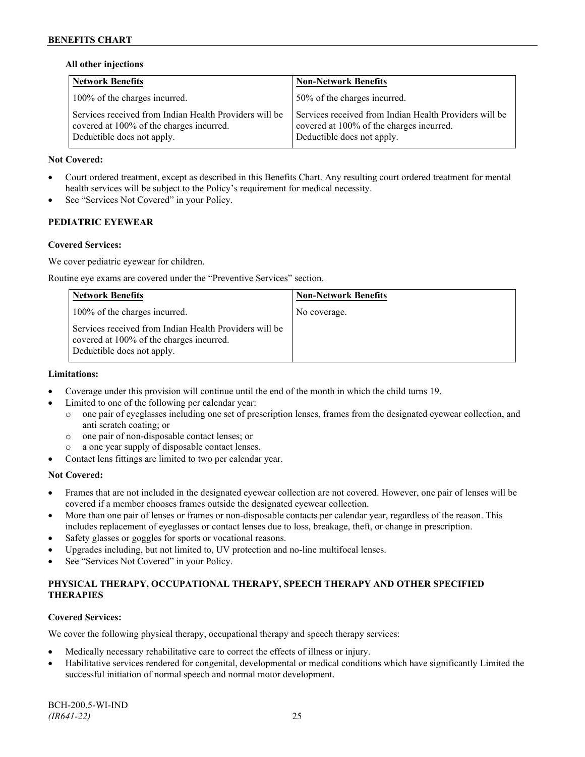**All other injections**

| Network Benefits | Non-Network Benefits |
|---|---|
| 100% of the charges incurred.<br><br>Services received from Indian Health Providers will be covered at 100% of the charges incurred. Deductible does not apply. | 50% of the charges incurred.<br><br>Services received from Indian Health Providers will be covered at 100% of the charges incurred. Deductible does not apply. |

**Not Covered:**

- Court ordered treatment, except as described in this Benefits Chart. Any resulting court ordered treatment for mental health services will be subject to the Policy's requirement for medical necessity.
- See "Services Not Covered" in your Policy.

**PEDIATRIC EYEWEAR**

**Covered Services:**

We cover pediatric eyewear for children.

Routine eye exams are covered under the "Preventive Services" section.

| Network Benefits | Non-Network Benefits |
|---|---|
| 100% of the charges incurred.<br><br>Services received from Indian Health Providers will be covered at 100% of the charges incurred. Deductible does not apply. | No coverage. |

**Limitations:**

- Coverage under this provision will continue until the end of the month in which the child turns 19.
- Limited to one of the following per calendar year:
  - one pair of eyeglasses including one set of prescription lenses, frames from the designated eyewear collection, and anti scratch coating; or
  - one pair of non-disposable contact lenses; or
  - a one year supply of disposable contact lenses.
- Contact lens fittings are limited to two per calendar year.

**Not Covered:**

- Frames that are not included in the designated eyewear collection are not covered. However, one pair of lenses will be covered if a member chooses frames outside the designated eyewear collection.
- More than one pair of lenses or frames or non-disposable contacts per calendar year, regardless of the reason. This includes replacement of eyeglasses or contact lenses due to loss, breakage, theft, or change in prescription.
- Safety glasses or goggles for sports or vocational reasons.
- Upgrades including, but not limited to, UV protection and no-line multifocal lenses.
- See "Services Not Covered" in your Policy.

**PHYSICAL THERAPY, OCCUPATIONAL THERAPY, SPEECH THERAPY AND OTHER SPECIFIED THERAPIES**

**Covered Services:**

We cover the following physical therapy, occupational therapy and speech therapy services:

- Medically necessary rehabilitative care to correct the effects of illness or injury.
- Habilitative services rendered for congenital, developmental or medical conditions which have significantly Limited the successful initiation of normal speech and normal motor development.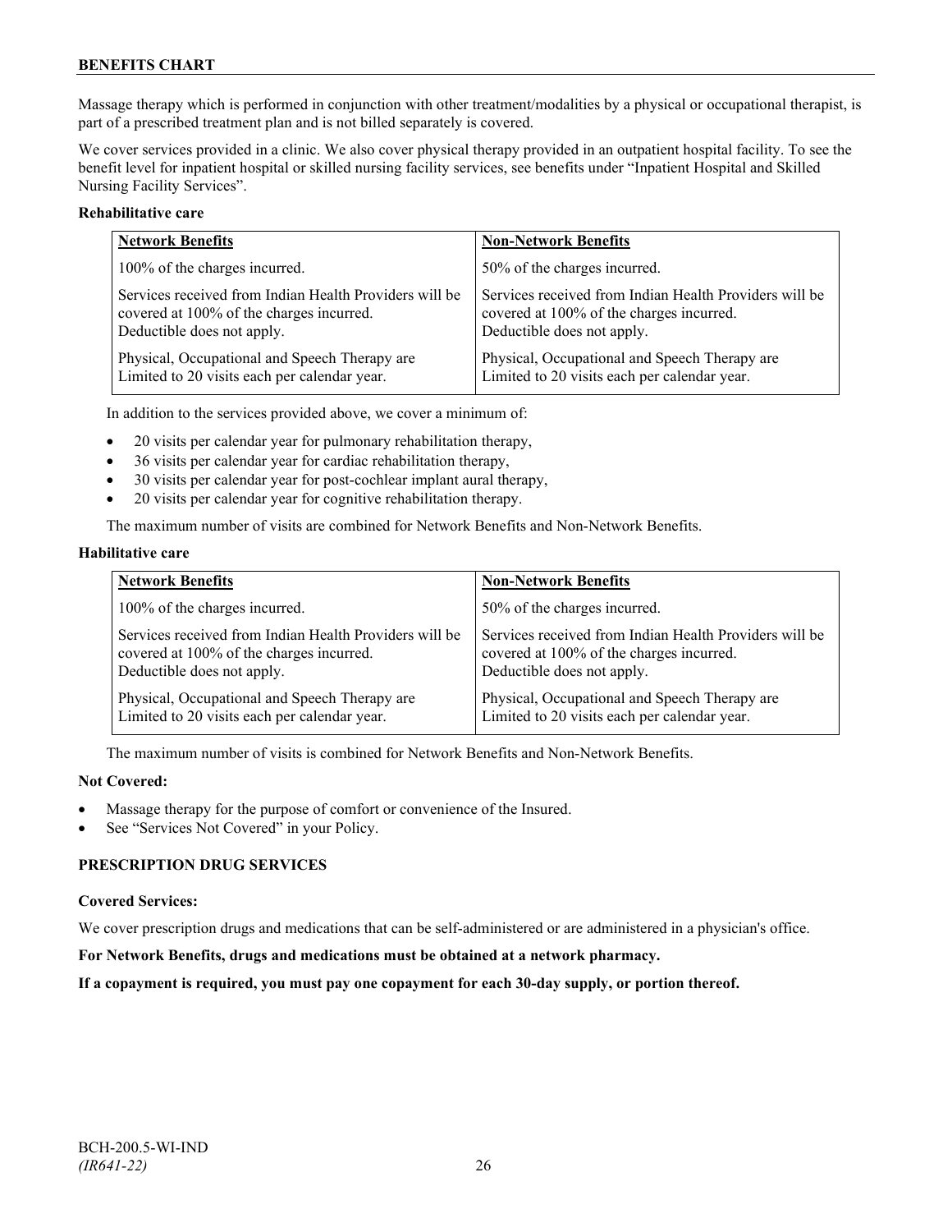Massage therapy which is performed in conjunction with other treatment/modalities by a physical or occupational therapist, is part of a prescribed treatment plan and is not billed separately is covered.

We cover services provided in a clinic. We also cover physical therapy provided in an outpatient hospital facility. To see the benefit level for inpatient hospital or skilled nursing facility services, see benefits under "Inpatient Hospital and Skilled Nursing Facility Services".

**Rehabilitative care**

| Network Benefits | Non-Network Benefits |
|---|---|
| 100% of the charges incurred. | 50% of the charges incurred. |
| Services received from Indian Health Providers will be covered at 100% of the charges incurred. Deductible does not apply. | Services received from Indian Health Providers will be covered at 100% of the charges incurred. Deductible does not apply. |
| Physical, Occupational and Speech Therapy are Limited to 20 visits each per calendar year. | Physical, Occupational and Speech Therapy are Limited to 20 visits each per calendar year. |

In addition to the services provided above, we cover a minimum of:

- 20 visits per calendar year for pulmonary rehabilitation therapy,
- 36 visits per calendar year for cardiac rehabilitation therapy,
- 30 visits per calendar year for post-cochlear implant aural therapy,
- 20 visits per calendar year for cognitive rehabilitation therapy.

The maximum number of visits are combined for Network Benefits and Non-Network Benefits.

**Habilitative care**

| Network Benefits | Non-Network Benefits |
|---|---|
| 100% of the charges incurred. | 50% of the charges incurred. |
| Services received from Indian Health Providers will be covered at 100% of the charges incurred. Deductible does not apply. | Services received from Indian Health Providers will be covered at 100% of the charges incurred. Deductible does not apply. |
| Physical, Occupational and Speech Therapy are Limited to 20 visits each per calendar year. | Physical, Occupational and Speech Therapy are Limited to 20 visits each per calendar year. |

The maximum number of visits is combined for Network Benefits and Non-Network Benefits.

**Not Covered:**

- Massage therapy for the purpose of comfort or convenience of the Insured.
- See "Services Not Covered" in your Policy.

**PRESCRIPTION DRUG SERVICES**

**Covered Services:**

We cover prescription drugs and medications that can be self-administered or are administered in a physician's office.

**For Network Benefits, drugs and medications must be obtained at a network pharmacy.**

**If a copayment is required, you must pay one copayment for each 30-day supply, or portion thereof.**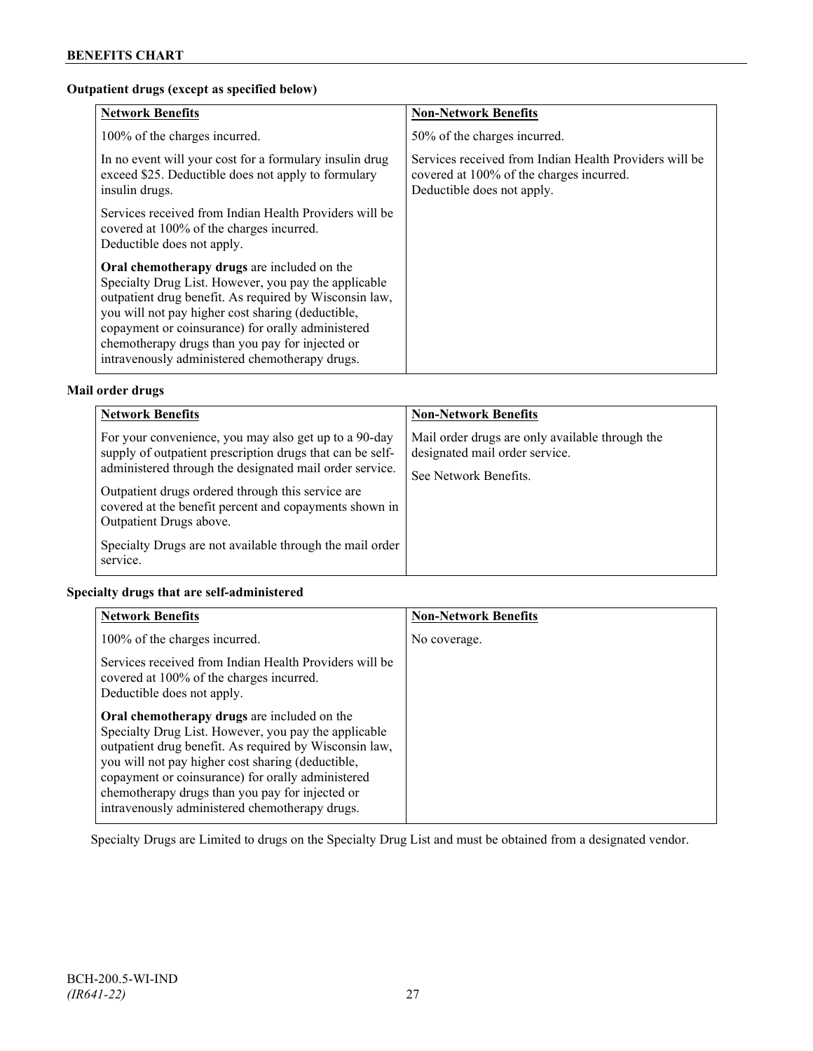**Outpatient drugs (except as specified below)**

| Network Benefits | Non-Network Benefits |
|---|---|
| 100% of the charges incurred.<br><br>In no event will your cost for a formulary insulin drug exceed $25. Deductible does not apply to formulary insulin drugs.<br><br>Services received from Indian Health Providers will be covered at 100% of the charges incurred. Deductible does not apply.<br><br>**Oral chemotherapy drugs** are included on the Specialty Drug List. However, you pay the applicable outpatient drug benefit. As required by Wisconsin law, you will not pay higher cost sharing (deductible, copayment or coinsurance) for orally administered chemotherapy drugs than you pay for injected or intravenously administered chemotherapy drugs. | 50% of the charges incurred.<br><br>Services received from Indian Health Providers will be covered at 100% of the charges incurred. Deductible does not apply. |

**Mail order drugs**

| Network Benefits | Non-Network Benefits |
|---|---|
| For your convenience, you may also get up to a 90-day supply of outpatient prescription drugs that can be self-administered through the designated mail order service.<br><br>Outpatient drugs ordered through this service are covered at the benefit percent and copayments shown in Outpatient Drugs above.<br><br>Specialty Drugs are not available through the mail order service. | Mail order drugs are only available through the designated mail order service.<br><br>See Network Benefits. |

**Specialty drugs that are self-administered**

| Network Benefits | Non-Network Benefits |
|---|---|
| 100% of the charges incurred.<br><br>Services received from Indian Health Providers will be covered at 100% of the charges incurred. Deductible does not apply.<br><br>**Oral chemotherapy drugs** are included on the Specialty Drug List. However, you pay the applicable outpatient drug benefit. As required by Wisconsin law, you will not pay higher cost sharing (deductible, copayment or coinsurance) for orally administered chemotherapy drugs than you pay for injected or intravenously administered chemotherapy drugs. | No coverage. |

Specialty Drugs are Limited to drugs on the Specialty Drug List and must be obtained from a designated vendor.

BCH-200.5-WI-IND
*(IR641-22)*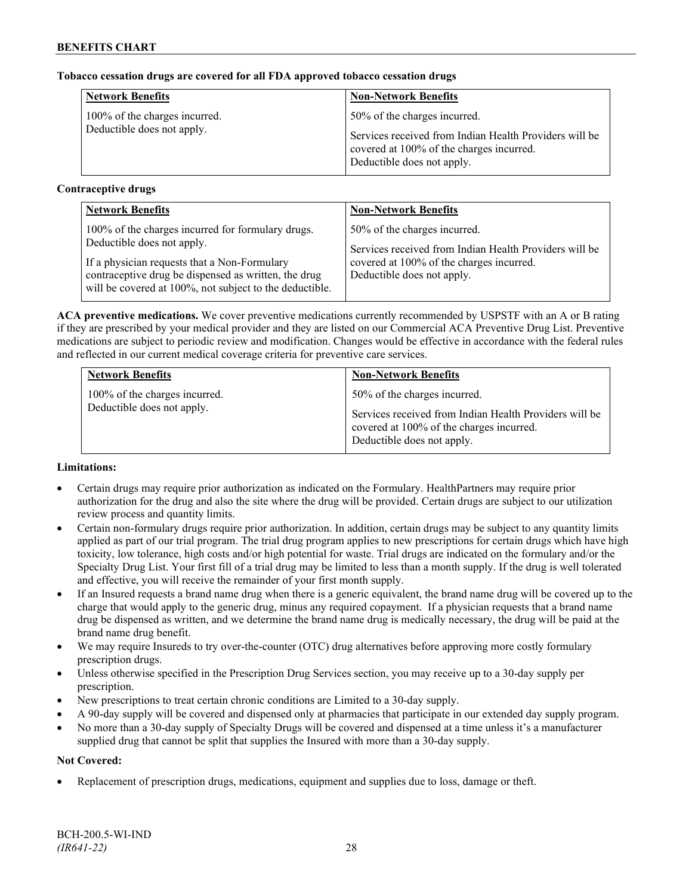**Tobacco cessation drugs are covered for all FDA approved tobacco cessation drugs**

| Network Benefits | Non-Network Benefits |
|---|---|
| 100% of the charges incurred. Deductible does not apply. | 50% of the charges incurred. Services received from Indian Health Providers will be covered at 100% of the charges incurred. Deductible does not apply. |

**Contraceptive drugs**

| Network Benefits | Non-Network Benefits |
|---|---|
| 100% of the charges incurred for formulary drugs. Deductible does not apply. If a physician requests that a Non-Formulary contraceptive drug be dispensed as written, the drug will be covered at 100%, not subject to the deductible. | 50% of the charges incurred. Services received from Indian Health Providers will be covered at 100% of the charges incurred. Deductible does not apply. |

**ACA preventive medications.** We cover preventive medications currently recommended by USPSTF with an A or B rating if they are prescribed by your medical provider and they are listed on our Commercial ACA Preventive Drug List. Preventive medications are subject to periodic review and modification. Changes would be effective in accordance with the federal rules and reflected in our current medical coverage criteria for preventive care services.

| Network Benefits | Non-Network Benefits |
|---|---|
| 100% of the charges incurred. Deductible does not apply. | 50% of the charges incurred. Services received from Indian Health Providers will be covered at 100% of the charges incurred. Deductible does not apply. |

**Limitations:**

- Certain drugs may require prior authorization as indicated on the Formulary. HealthPartners may require prior authorization for the drug and also the site where the drug will be provided. Certain drugs are subject to our utilization review process and quantity limits.
- Certain non-formulary drugs require prior authorization. In addition, certain drugs may be subject to any quantity limits applied as part of our trial program. The trial drug program applies to new prescriptions for certain drugs which have high toxicity, low tolerance, high costs and/or high potential for waste. Trial drugs are indicated on the formulary and/or the Specialty Drug List. Your first fill of a trial drug may be limited to less than a month supply. If the drug is well tolerated and effective, you will receive the remainder of your first month supply.
- If an Insured requests a brand name drug when there is a generic equivalent, the brand name drug will be covered up to the charge that would apply to the generic drug, minus any required copayment. If a physician requests that a brand name drug be dispensed as written, and we determine the brand name drug is medically necessary, the drug will be paid at the brand name drug benefit.
- We may require Insureds to try over-the-counter (OTC) drug alternatives before approving more costly formulary prescription drugs.
- Unless otherwise specified in the Prescription Drug Services section, you may receive up to a 30-day supply per prescription.
- New prescriptions to treat certain chronic conditions are Limited to a 30-day supply.
- A 90-day supply will be covered and dispensed only at pharmacies that participate in our extended day supply program.
- No more than a 30-day supply of Specialty Drugs will be covered and dispensed at a time unless it's a manufacturer supplied drug that cannot be split that supplies the Insured with more than a 30-day supply.

**Not Covered:**

- Replacement of prescription drugs, medications, equipment and supplies due to loss, damage or theft.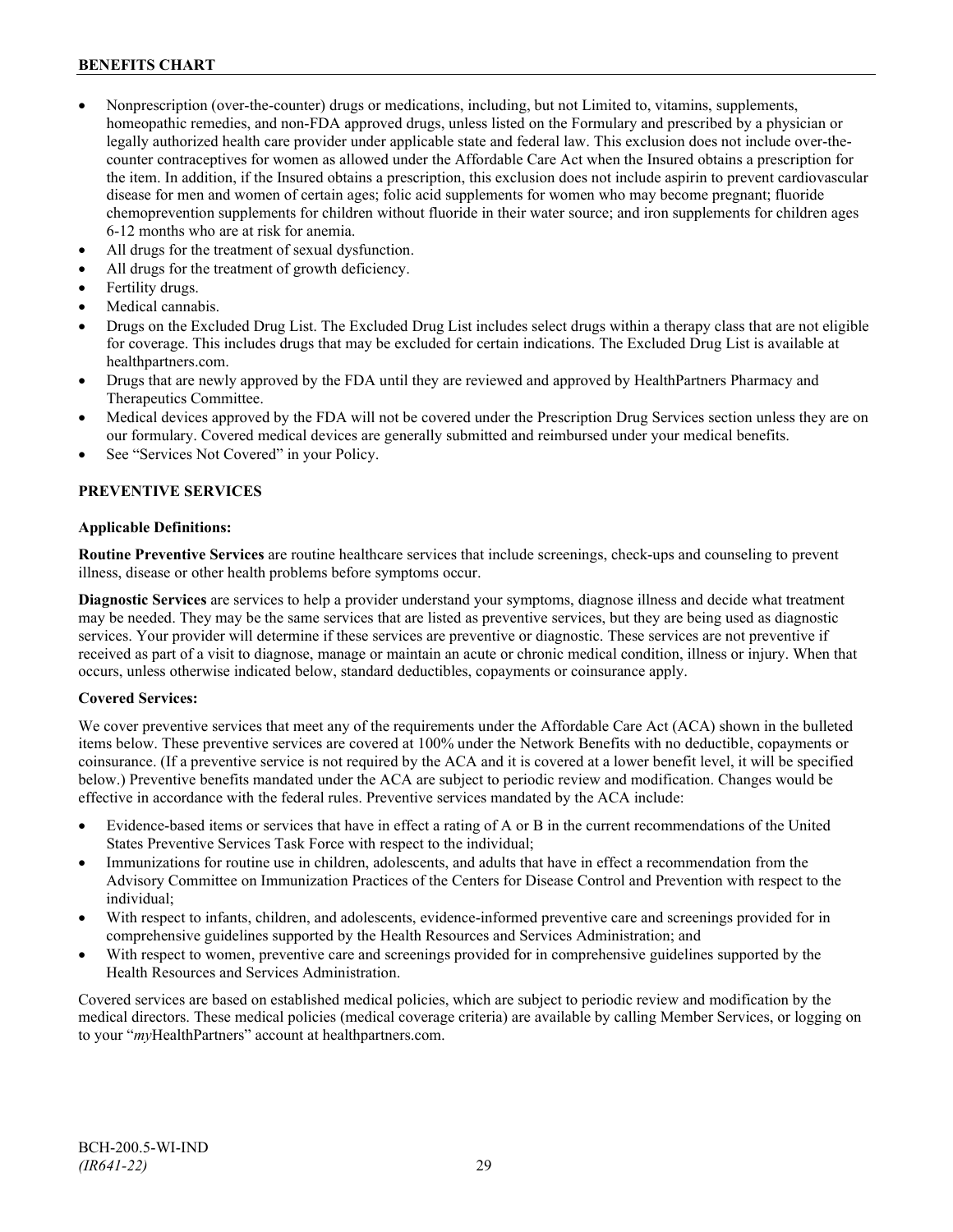- Nonprescription (over-the-counter) drugs or medications, including, but not Limited to, vitamins, supplements, homeopathic remedies, and non-FDA approved drugs, unless listed on the Formulary and prescribed by a physician or legally authorized health care provider under applicable state and federal law. This exclusion does not include over-the-counter contraceptives for women as allowed under the Affordable Care Act when the Insured obtains a prescription for the item. In addition, if the Insured obtains a prescription, this exclusion does not include aspirin to prevent cardiovascular disease for men and women of certain ages; folic acid supplements for women who may become pregnant; fluoride chemoprevention supplements for children without fluoride in their water source; and iron supplements for children ages 6-12 months who are at risk for anemia.
- All drugs for the treatment of sexual dysfunction.
- All drugs for the treatment of growth deficiency.
- Fertility drugs.
- Medical cannabis.
- Drugs on the Excluded Drug List. The Excluded Drug List includes select drugs within a therapy class that are not eligible for coverage. This includes drugs that may be excluded for certain indications. The Excluded Drug List is available at healthpartners.com.
- Drugs that are newly approved by the FDA until they are reviewed and approved by HealthPartners Pharmacy and Therapeutics Committee.
- Medical devices approved by the FDA will not be covered under the Prescription Drug Services section unless they are on our formulary. Covered medical devices are generally submitted and reimbursed under your medical benefits.
- See "Services Not Covered" in your Policy.

## PREVENTIVE SERVICES

**Applicable Definitions:**

**Routine Preventive Services** are routine healthcare services that include screenings, check-ups and counseling to prevent illness, disease or other health problems before symptoms occur.

**Diagnostic Services** are services to help a provider understand your symptoms, diagnose illness and decide what treatment may be needed. They may be the same services that are listed as preventive services, but they are being used as diagnostic services. Your provider will determine if these services are preventive or diagnostic. These services are not preventive if received as part of a visit to diagnose, manage or maintain an acute or chronic medical condition, illness or injury. When that occurs, unless otherwise indicated below, standard deductibles, copayments or coinsurance apply.

**Covered Services:**

We cover preventive services that meet any of the requirements under the Affordable Care Act (ACA) shown in the bulleted items below. These preventive services are covered at 100% under the Network Benefits with no deductible, copayments or coinsurance. (If a preventive service is not required by the ACA and it is covered at a lower benefit level, it will be specified below.) Preventive benefits mandated under the ACA are subject to periodic review and modification. Changes would be effective in accordance with the federal rules. Preventive services mandated by the ACA include:

- Evidence-based items or services that have in effect a rating of A or B in the current recommendations of the United States Preventive Services Task Force with respect to the individual;
- Immunizations for routine use in children, adolescents, and adults that have in effect a recommendation from the Advisory Committee on Immunization Practices of the Centers for Disease Control and Prevention with respect to the individual;
- With respect to infants, children, and adolescents, evidence-informed preventive care and screenings provided for in comprehensive guidelines supported by the Health Resources and Services Administration; and
- With respect to women, preventive care and screenings provided for in comprehensive guidelines supported by the Health Resources and Services Administration.

Covered services are based on established medical policies, which are subject to periodic review and modification by the medical directors. These medical policies (medical coverage criteria) are available by calling Member Services, or logging on to your "*my*HealthPartners" account at healthpartners.com.

BCH-200.5-WI-IND
*(IR641-22)*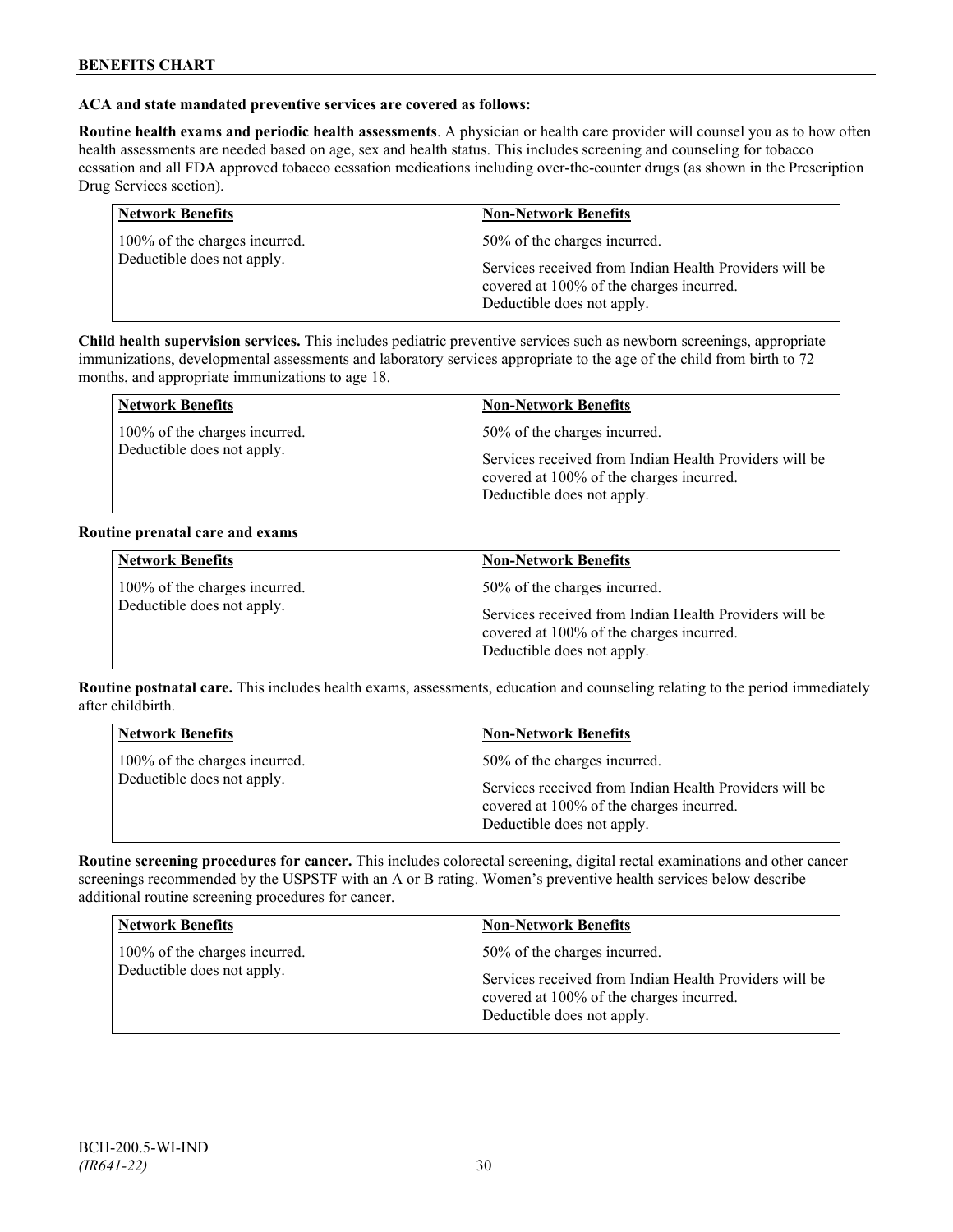**ACA and state mandated preventive services are covered as follows:**

**Routine health exams and periodic health assessments**. A physician or health care provider will counsel you as to how often health assessments are needed based on age, sex and health status. This includes screening and counseling for tobacco cessation and all FDA approved tobacco cessation medications including over-the-counter drugs (as shown in the Prescription Drug Services section).

| Network Benefits | Non-Network Benefits |
|---|---|
| 100% of the charges incurred. Deductible does not apply. | 50% of the charges incurred. Services received from Indian Health Providers will be covered at 100% of the charges incurred. Deductible does not apply. |

**Child health supervision services.** This includes pediatric preventive services such as newborn screenings, appropriate immunizations, developmental assessments and laboratory services appropriate to the age of the child from birth to 72 months, and appropriate immunizations to age 18.

| Network Benefits | Non-Network Benefits |
|---|---|
| 100% of the charges incurred. Deductible does not apply. | 50% of the charges incurred. Services received from Indian Health Providers will be covered at 100% of the charges incurred. Deductible does not apply. |

**Routine prenatal care and exams**

| Network Benefits | Non-Network Benefits |
|---|---|
| 100% of the charges incurred. Deductible does not apply. | 50% of the charges incurred. Services received from Indian Health Providers will be covered at 100% of the charges incurred. Deductible does not apply. |

**Routine postnatal care.** This includes health exams, assessments, education and counseling relating to the period immediately after childbirth.

| Network Benefits | Non-Network Benefits |
|---|---|
| 100% of the charges incurred. Deductible does not apply. | 50% of the charges incurred. Services received from Indian Health Providers will be covered at 100% of the charges incurred. Deductible does not apply. |

**Routine screening procedures for cancer.** This includes colorectal screening, digital rectal examinations and other cancer screenings recommended by the USPSTF with an A or B rating. Women's preventive health services below describe additional routine screening procedures for cancer.

| Network Benefits | Non-Network Benefits |
|---|---|
| 100% of the charges incurred. Deductible does not apply. | 50% of the charges incurred. Services received from Indian Health Providers will be covered at 100% of the charges incurred. Deductible does not apply. |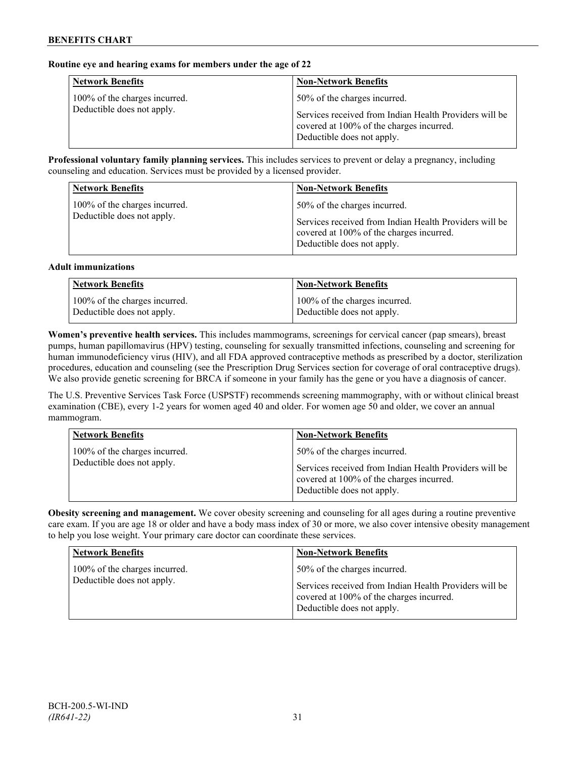**Routine eye and hearing exams for members under the age of 22**

| Network Benefits | Non-Network Benefits |
| --- | --- |
| 100% of the charges incurred. Deductible does not apply. | 50% of the charges incurred. Services received from Indian Health Providers will be covered at 100% of the charges incurred. Deductible does not apply. |

**Professional voluntary family planning services.** This includes services to prevent or delay a pregnancy, including counseling and education. Services must be provided by a licensed provider.

| Network Benefits | Non-Network Benefits |
| --- | --- |
| 100% of the charges incurred. Deductible does not apply. | 50% of the charges incurred. Services received from Indian Health Providers will be covered at 100% of the charges incurred. Deductible does not apply. |

**Adult immunizations**

| Network Benefits | Non-Network Benefits |
| --- | --- |
| 100% of the charges incurred. Deductible does not apply. | 100% of the charges incurred. Deductible does not apply. |

**Women's preventive health services.** This includes mammograms, screenings for cervical cancer (pap smears), breast pumps, human papillomavirus (HPV) testing, counseling for sexually transmitted infections, counseling and screening for human immunodeficiency virus (HIV), and all FDA approved contraceptive methods as prescribed by a doctor, sterilization procedures, education and counseling (see the Prescription Drug Services section for coverage of oral contraceptive drugs). We also provide genetic screening for BRCA if someone in your family has the gene or you have a diagnosis of cancer.

The U.S. Preventive Services Task Force (USPSTF) recommends screening mammography, with or without clinical breast examination (CBE), every 1-2 years for women aged 40 and older. For women age 50 and older, we cover an annual mammogram.

| Network Benefits | Non-Network Benefits |
| --- | --- |
| 100% of the charges incurred. Deductible does not apply. | 50% of the charges incurred. Services received from Indian Health Providers will be covered at 100% of the charges incurred. Deductible does not apply. |

**Obesity screening and management.** We cover obesity screening and counseling for all ages during a routine preventive care exam. If you are age 18 or older and have a body mass index of 30 or more, we also cover intensive obesity management to help you lose weight. Your primary care doctor can coordinate these services.

| Network Benefits | Non-Network Benefits |
| --- | --- |
| 100% of the charges incurred. Deductible does not apply. | 50% of the charges incurred. Services received from Indian Health Providers will be covered at 100% of the charges incurred. Deductible does not apply. |

BCH-200.5-WI-IND
*(IR641-22)*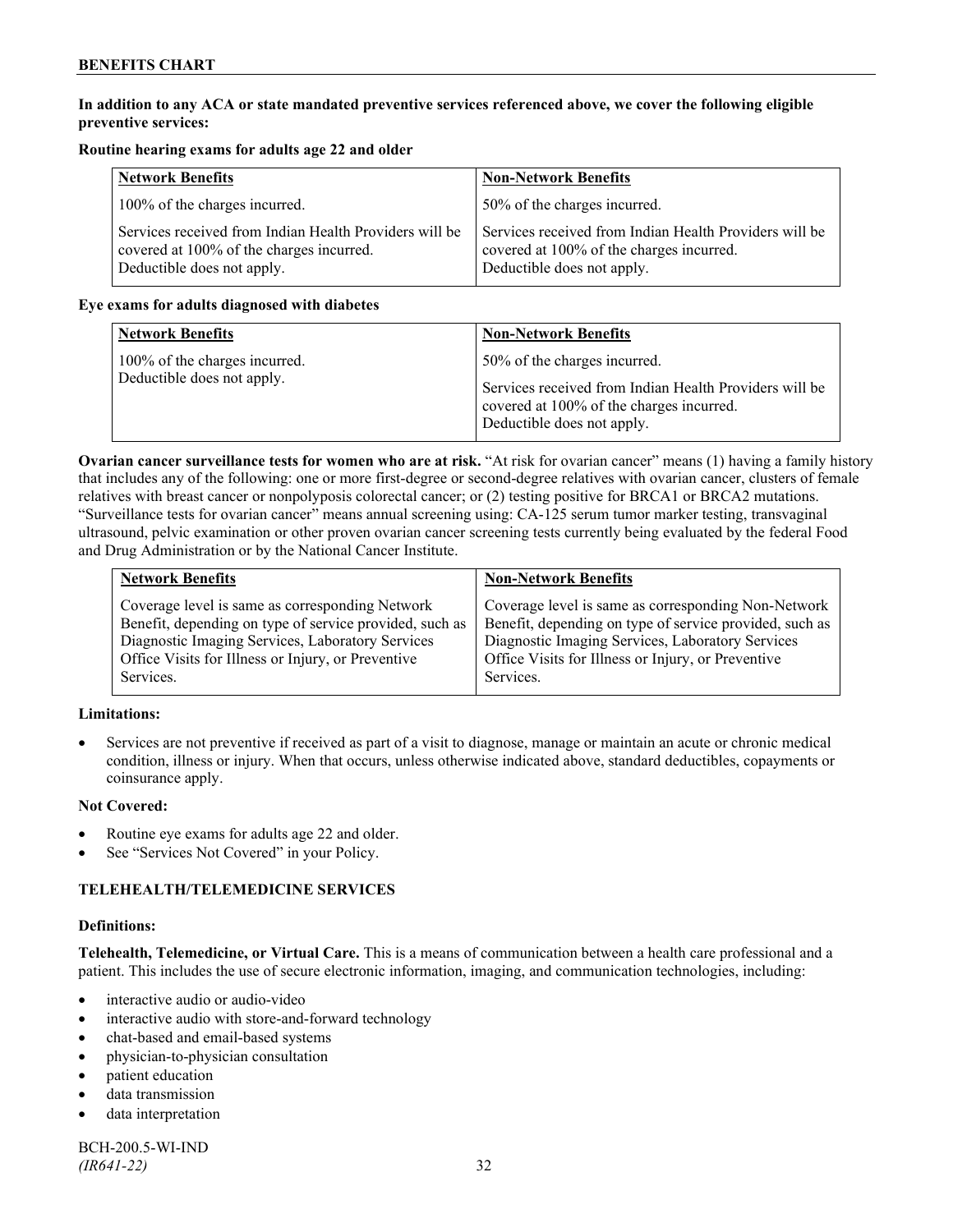**In addition to any ACA or state mandated preventive services referenced above, we cover the following eligible preventive services:**

**Routine hearing exams for adults age 22 and older**

| Network Benefits | Non-Network Benefits |
|---|---|
| 100% of the charges incurred. | 50% of the charges incurred. |
| Services received from Indian Health Providers will be covered at 100% of the charges incurred. Deductible does not apply. | Services received from Indian Health Providers will be covered at 100% of the charges incurred. Deductible does not apply. |

**Eye exams for adults diagnosed with diabetes**

| Network Benefits | Non-Network Benefits |
|---|---|
| 100% of the charges incurred. Deductible does not apply. | 50% of the charges incurred.<br><br>Services received from Indian Health Providers will be covered at 100% of the charges incurred. Deductible does not apply. |

**Ovarian cancer surveillance tests for women who are at risk.** "At risk for ovarian cancer" means (1) having a family history that includes any of the following: one or more first-degree or second-degree relatives with ovarian cancer, clusters of female relatives with breast cancer or nonpolyposis colorectal cancer; or (2) testing positive for BRCA1 or BRCA2 mutations. "Surveillance tests for ovarian cancer" means annual screening using: CA-125 serum tumor marker testing, transvaginal ultrasound, pelvic examination or other proven ovarian cancer screening tests currently being evaluated by the federal Food and Drug Administration or by the National Cancer Institute.

| Network Benefits | Non-Network Benefits |
|---|---|
| Coverage level is same as corresponding Network Benefit, depending on type of service provided, such as Diagnostic Imaging Services, Laboratory Services Office Visits for Illness or Injury, or Preventive Services. | Coverage level is same as corresponding Non-Network Benefit, depending on type of service provided, such as Diagnostic Imaging Services, Laboratory Services Office Visits for Illness or Injury, or Preventive Services. |

**Limitations:**

- Services are not preventive if received as part of a visit to diagnose, manage or maintain an acute or chronic medical condition, illness or injury. When that occurs, unless otherwise indicated above, standard deductibles, copayments or coinsurance apply.

**Not Covered:**

- Routine eye exams for adults age 22 and older.
- See "Services Not Covered" in your Policy.

## TELEHEALTH/TELEMEDICINE SERVICES

**Definitions:**

**Telehealth, Telemedicine, or Virtual Care.** This is a means of communication between a health care professional and a patient. This includes the use of secure electronic information, imaging, and communication technologies, including:

- interactive audio or audio-video
- interactive audio with store-and-forward technology
- chat-based and email-based systems
- physician-to-physician consultation
- patient education
- data transmission
- data interpretation

BCH-200.5-WI-IND
*(IR641-22)*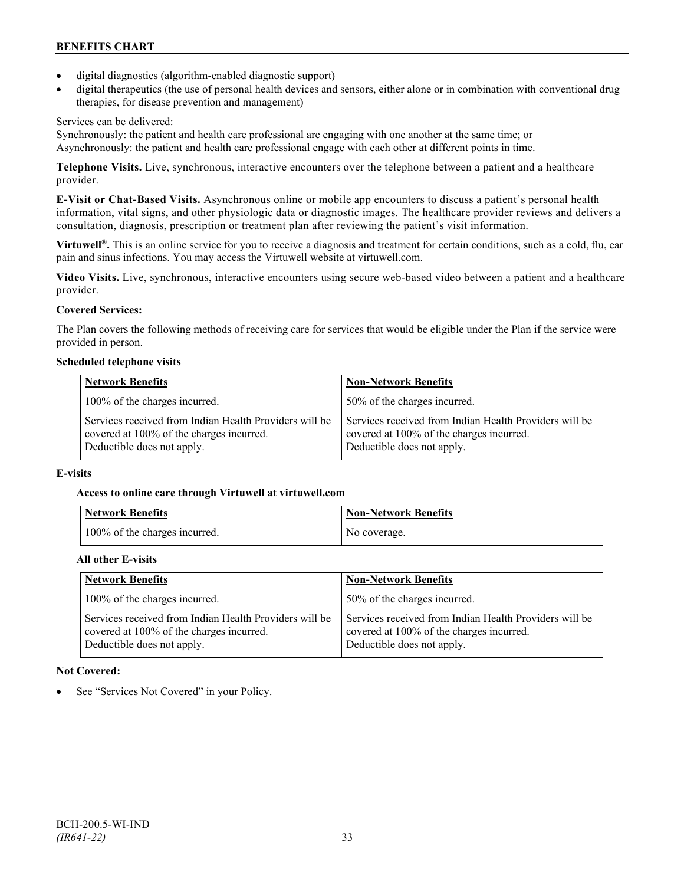- digital diagnostics (algorithm-enabled diagnostic support)
- digital therapeutics (the use of personal health devices and sensors, either alone or in combination with conventional drug therapies, for disease prevention and management)

Services can be delivered:
Synchronously: the patient and health care professional are engaging with one another at the same time; or
Asynchronously: the patient and health care professional engage with each other at different points in time.

**Telephone Visits.** Live, synchronous, interactive encounters over the telephone between a patient and a healthcare provider.

**E-Visit or Chat-Based Visits.** Asynchronous online or mobile app encounters to discuss a patient's personal health information, vital signs, and other physiologic data or diagnostic images. The healthcare provider reviews and delivers a consultation, diagnosis, prescription or treatment plan after reviewing the patient's visit information.

**Virtuwell®.** This is an online service for you to receive a diagnosis and treatment for certain conditions, such as a cold, flu, ear pain and sinus infections. You may access the Virtuwell website at virtuwell.com.

**Video Visits.** Live, synchronous, interactive encounters using secure web-based video between a patient and a healthcare provider.

**Covered Services:**

The Plan covers the following methods of receiving care for services that would be eligible under the Plan if the service were provided in person.

**Scheduled telephone visits**

| Network Benefits | Non-Network Benefits |
|---|---|
| 100% of the charges incurred. | 50% of the charges incurred. |
| Services received from Indian Health Providers will be covered at 100% of the charges incurred. Deductible does not apply. | Services received from Indian Health Providers will be covered at 100% of the charges incurred. Deductible does not apply. |

**E-visits**

**Access to online care through Virtuwell at virtuwell.com**

| Network Benefits | Non-Network Benefits |
|---|---|
| 100% of the charges incurred. | No coverage. |

**All other E-visits**

| Network Benefits | Non-Network Benefits |
|---|---|
| 100% of the charges incurred. | 50% of the charges incurred. |
| Services received from Indian Health Providers will be covered at 100% of the charges incurred. Deductible does not apply. | Services received from Indian Health Providers will be covered at 100% of the charges incurred. Deductible does not apply. |

**Not Covered:**

- See "Services Not Covered" in your Policy.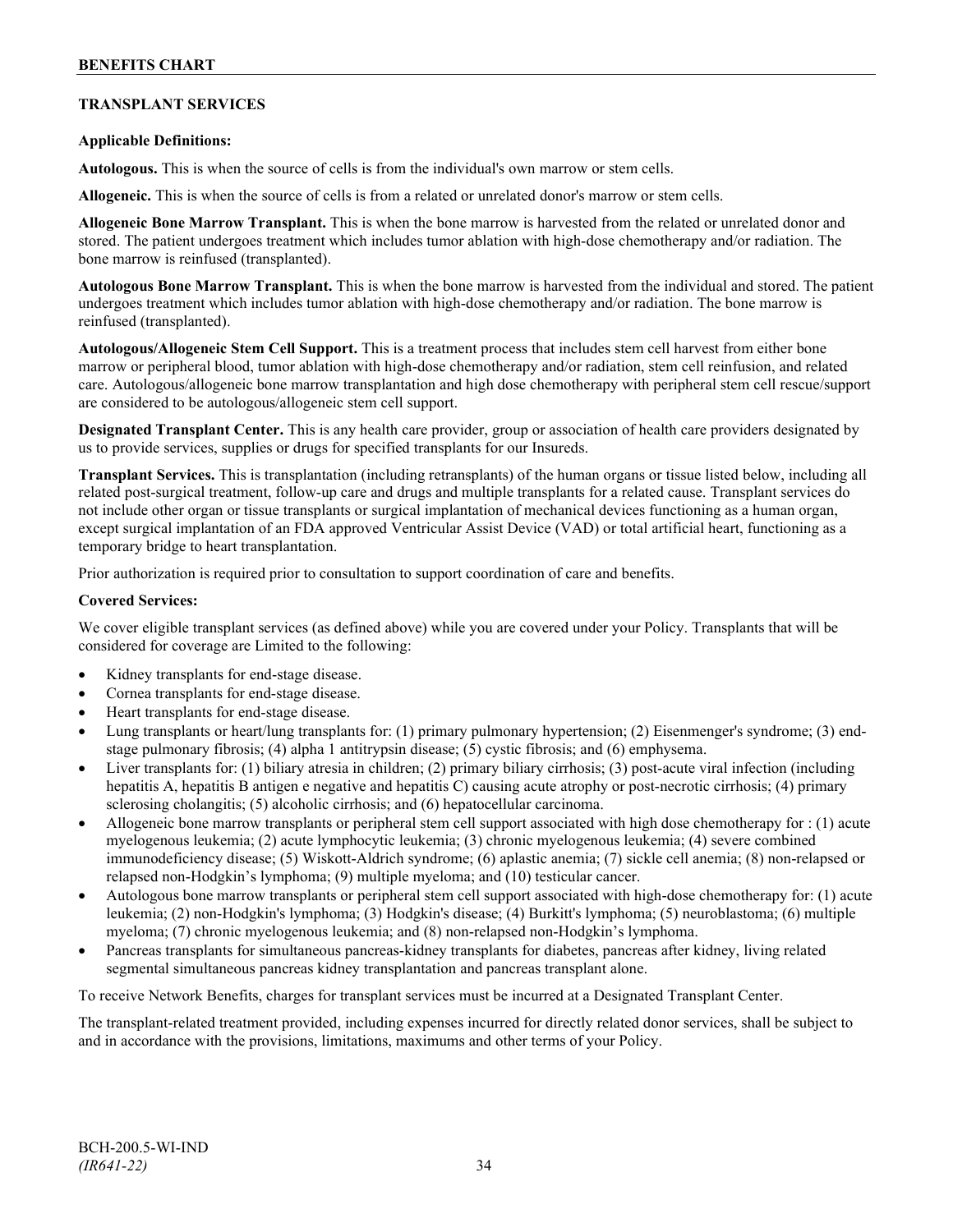## TRANSPLANT SERVICES

**Applicable Definitions:**

**Autologous.** This is when the source of cells is from the individual's own marrow or stem cells.

**Allogeneic.** This is when the source of cells is from a related or unrelated donor's marrow or stem cells.

**Allogeneic Bone Marrow Transplant.** This is when the bone marrow is harvested from the related or unrelated donor and stored. The patient undergoes treatment which includes tumor ablation with high-dose chemotherapy and/or radiation. The bone marrow is reinfused (transplanted).

**Autologous Bone Marrow Transplant.** This is when the bone marrow is harvested from the individual and stored. The patient undergoes treatment which includes tumor ablation with high-dose chemotherapy and/or radiation. The bone marrow is reinfused (transplanted).

**Autologous/Allogeneic Stem Cell Support.** This is a treatment process that includes stem cell harvest from either bone marrow or peripheral blood, tumor ablation with high-dose chemotherapy and/or radiation, stem cell reinfusion, and related care. Autologous/allogeneic bone marrow transplantation and high dose chemotherapy with peripheral stem cell rescue/support are considered to be autologous/allogeneic stem cell support.

**Designated Transplant Center.** This is any health care provider, group or association of health care providers designated by us to provide services, supplies or drugs for specified transplants for our Insureds.

**Transplant Services.** This is transplantation (including retransplants) of the human organs or tissue listed below, including all related post-surgical treatment, follow-up care and drugs and multiple transplants for a related cause. Transplant services do not include other organ or tissue transplants or surgical implantation of mechanical devices functioning as a human organ, except surgical implantation of an FDA approved Ventricular Assist Device (VAD) or total artificial heart, functioning as a temporary bridge to heart transplantation.

Prior authorization is required prior to consultation to support coordination of care and benefits.

**Covered Services:**

We cover eligible transplant services (as defined above) while you are covered under your Policy. Transplants that will be considered for coverage are Limited to the following:

- Kidney transplants for end-stage disease.
- Cornea transplants for end-stage disease.
- Heart transplants for end-stage disease.
- Lung transplants or heart/lung transplants for: (1) primary pulmonary hypertension; (2) Eisenmenger's syndrome; (3) end-stage pulmonary fibrosis; (4) alpha 1 antitrypsin disease; (5) cystic fibrosis; and (6) emphysema.
- Liver transplants for: (1) biliary atresia in children; (2) primary biliary cirrhosis; (3) post-acute viral infection (including hepatitis A, hepatitis B antigen e negative and hepatitis C) causing acute atrophy or post-necrotic cirrhosis; (4) primary sclerosing cholangitis; (5) alcoholic cirrhosis; and (6) hepatocellular carcinoma.
- Allogeneic bone marrow transplants or peripheral stem cell support associated with high dose chemotherapy for : (1) acute myelogenous leukemia; (2) acute lymphocytic leukemia; (3) chronic myelogenous leukemia; (4) severe combined immunodeficiency disease; (5) Wiskott-Aldrich syndrome; (6) aplastic anemia; (7) sickle cell anemia; (8) non-relapsed or relapsed non-Hodgkin's lymphoma; (9) multiple myeloma; and (10) testicular cancer.
- Autologous bone marrow transplants or peripheral stem cell support associated with high-dose chemotherapy for: (1) acute leukemia; (2) non-Hodgkin's lymphoma; (3) Hodgkin's disease; (4) Burkitt's lymphoma; (5) neuroblastoma; (6) multiple myeloma; (7) chronic myelogenous leukemia; and (8) non-relapsed non-Hodgkin's lymphoma.
- Pancreas transplants for simultaneous pancreas-kidney transplants for diabetes, pancreas after kidney, living related segmental simultaneous pancreas kidney transplantation and pancreas transplant alone.

To receive Network Benefits, charges for transplant services must be incurred at a Designated Transplant Center.

The transplant-related treatment provided, including expenses incurred for directly related donor services, shall be subject to and in accordance with the provisions, limitations, maximums and other terms of your Policy.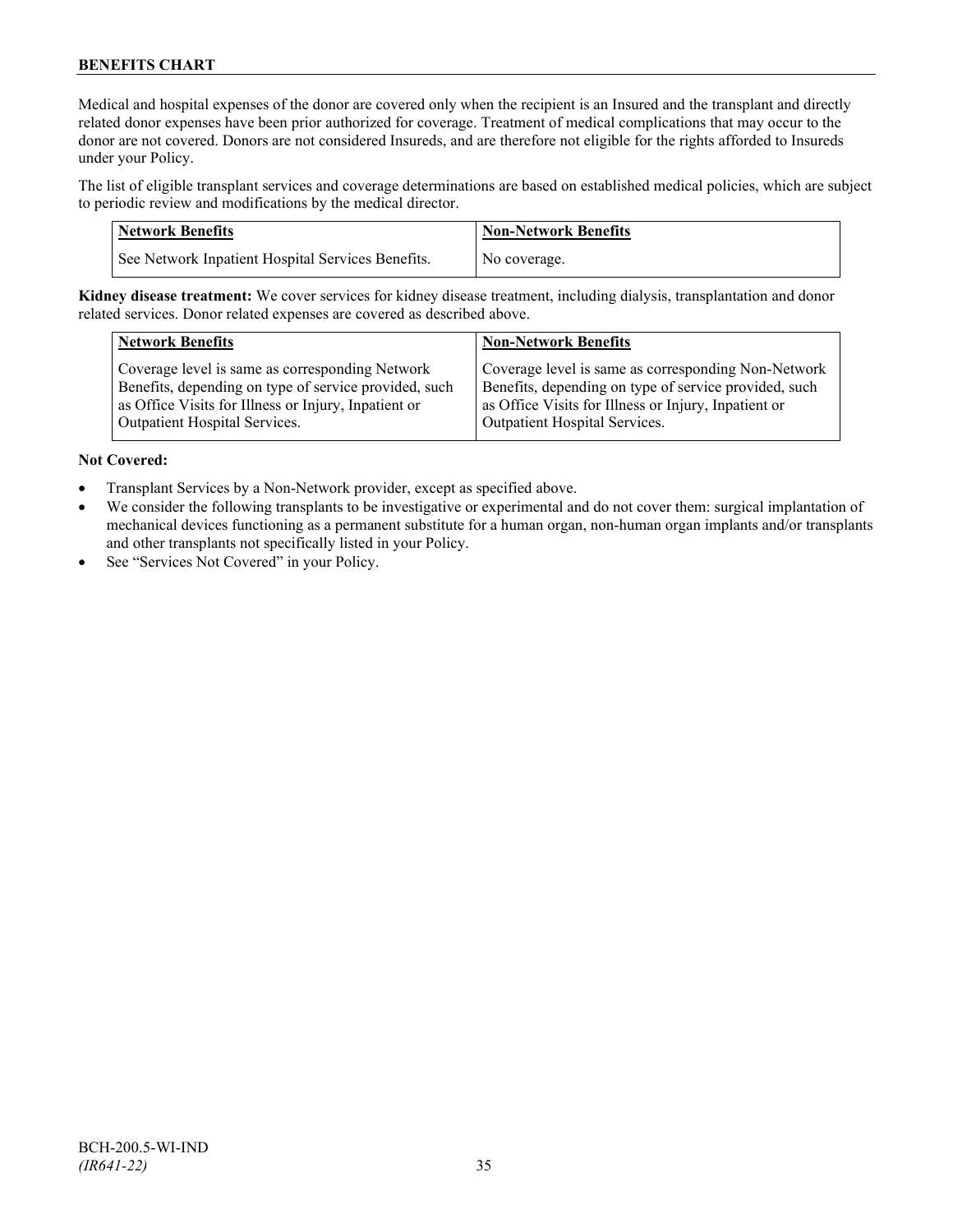Medical and hospital expenses of the donor are covered only when the recipient is an Insured and the transplant and directly related donor expenses have been prior authorized for coverage. Treatment of medical complications that may occur to the donor are not covered. Donors are not considered Insureds, and are therefore not eligible for the rights afforded to Insureds under your Policy.

The list of eligible transplant services and coverage determinations are based on established medical policies, which are subject to periodic review and modifications by the medical director.

| Network Benefits | Non-Network Benefits |
|---|---|
| See Network Inpatient Hospital Services Benefits. | No coverage. |

**Kidney disease treatment:** We cover services for kidney disease treatment, including dialysis, transplantation and donor related services. Donor related expenses are covered as described above.

| Network Benefits | Non-Network Benefits |
|---|---|
| Coverage level is same as corresponding Network Benefits, depending on type of service provided, such as Office Visits for Illness or Injury, Inpatient or Outpatient Hospital Services. | Coverage level is same as corresponding Non-Network Benefits, depending on type of service provided, such as Office Visits for Illness or Injury, Inpatient or Outpatient Hospital Services. |

**Not Covered:**

- Transplant Services by a Non-Network provider, except as specified above.
- We consider the following transplants to be investigative or experimental and do not cover them: surgical implantation of mechanical devices functioning as a permanent substitute for a human organ, non-human organ implants and/or transplants and other transplants not specifically listed in your Policy.
- See "Services Not Covered" in your Policy.